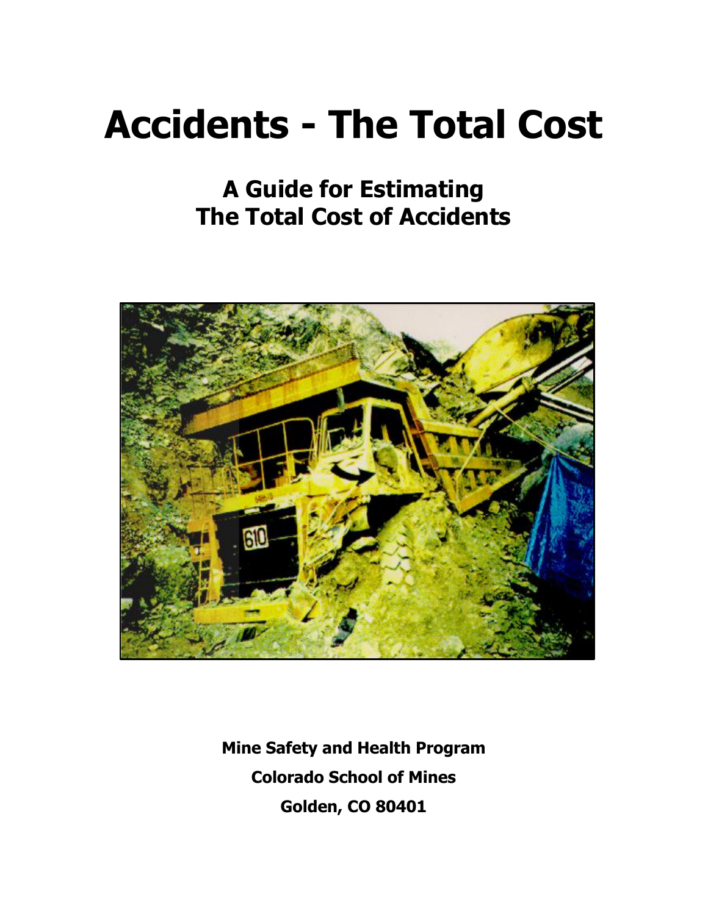# Accidents - The Total Cost

## A Guide for Estimating The Total Cost of Accidents

**Mine Safety and Health Program**

**Colorado School of Mines**

**Golden, CO 80401**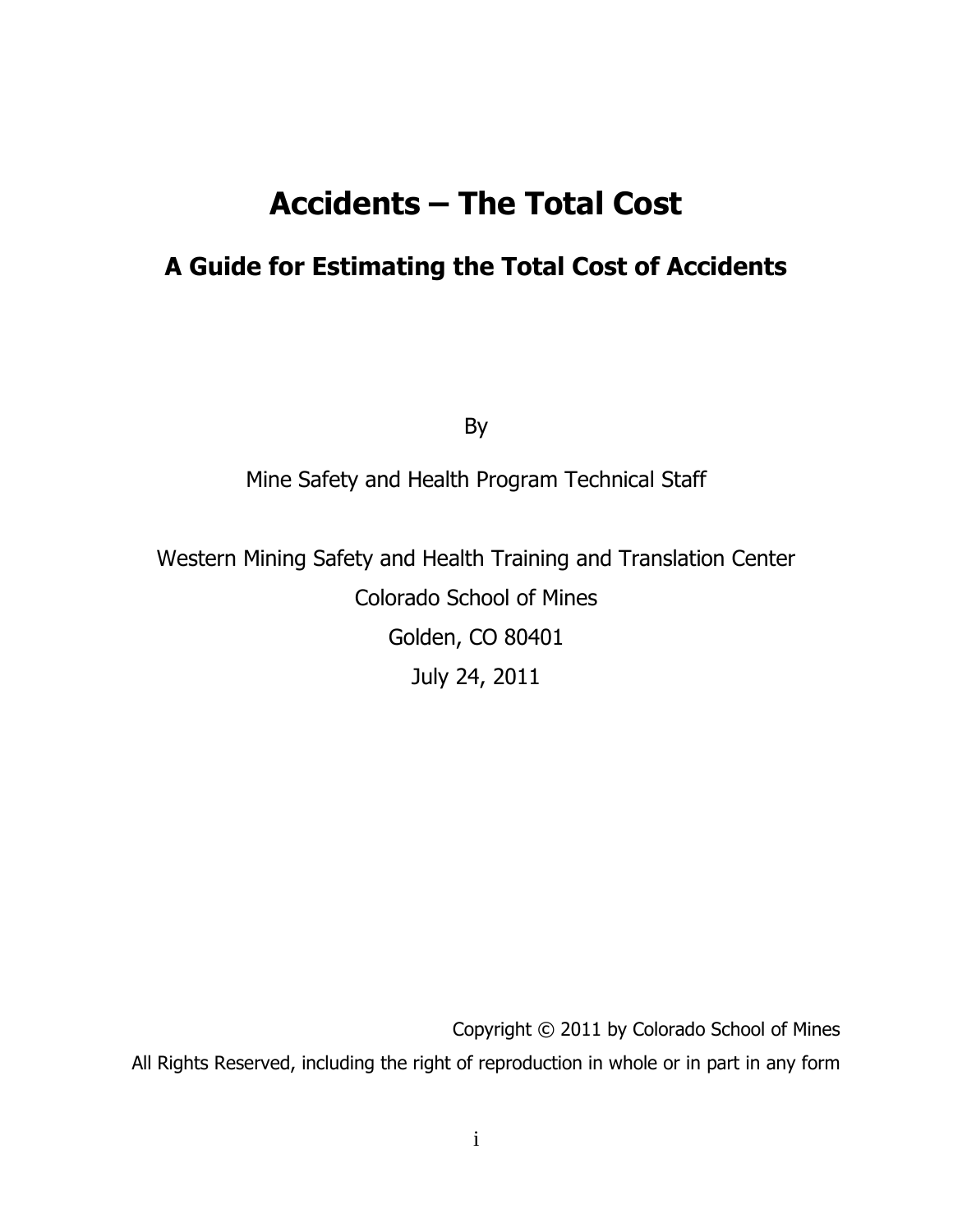# Accidents – The Total Cost

## A Guide for Estimating the Total Cost of Accidents

By

Mine Safety and Health Program Technical Staff

Western Mining Safety and Health Training and Translation Center

Colorado School of Mines

Golden, CO 80401

July 24, 2011

Copyright © 2011 by Colorado School of Mines

All Rights Reserved, including the right of reproduction in whole or in part in any form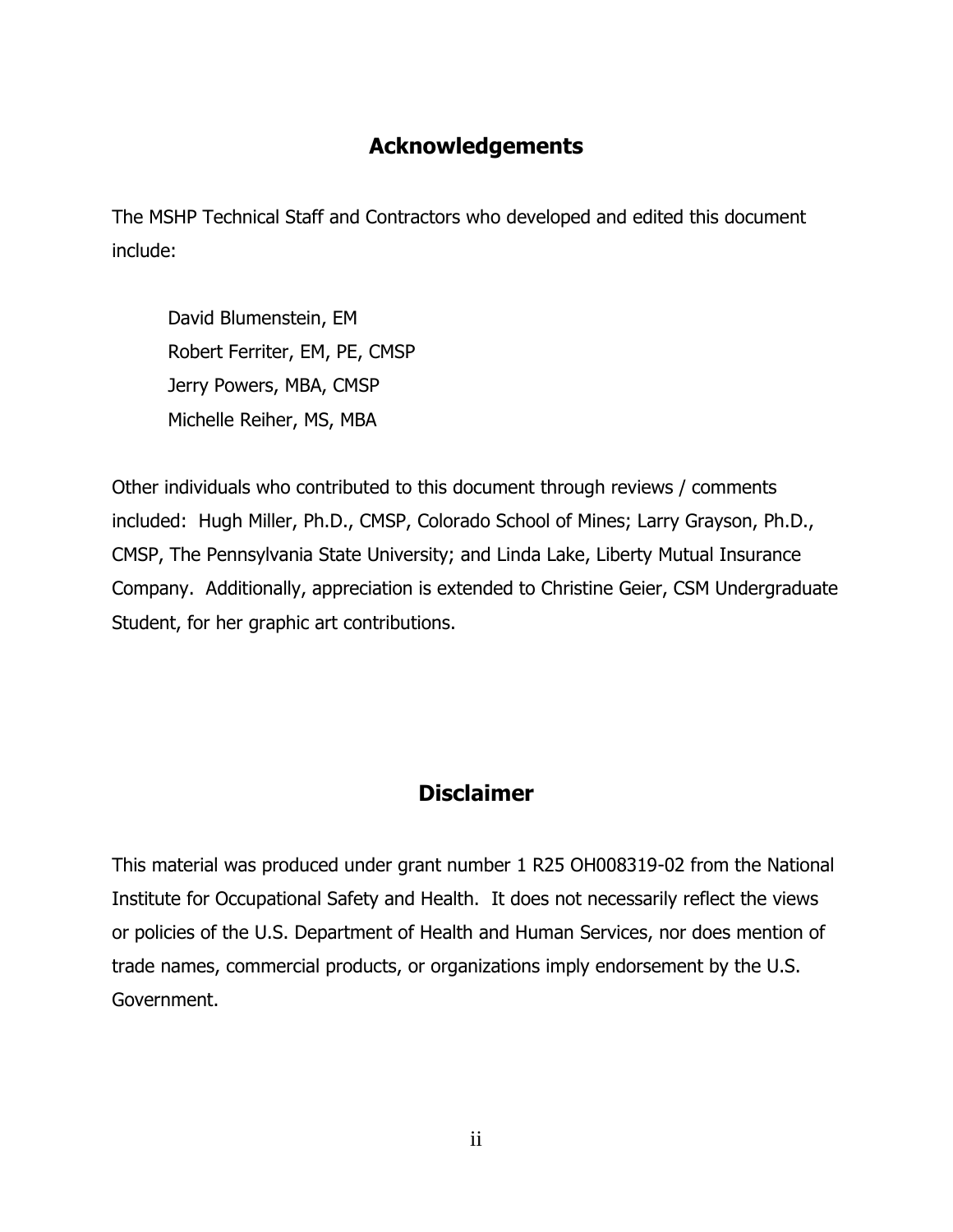## Acknowledgements

The MSHP Technical Staff and Contractors who developed and edited this document include:

David Blumenstein, EM
Robert Ferriter, EM, PE, CMSP
Jerry Powers, MBA, CMSP
Michelle Reiher, MS, MBA

Other individuals who contributed to this document through reviews / comments included: Hugh Miller, Ph.D., CMSP, Colorado School of Mines; Larry Grayson, Ph.D., CMSP, The Pennsylvania State University; and Linda Lake, Liberty Mutual Insurance Company. Additionally, appreciation is extended to Christine Geier, CSM Undergraduate Student, for her graphic art contributions.

## Disclaimer

This material was produced under grant number 1 R25 OH008319-02 from the National Institute for Occupational Safety and Health. It does not necessarily reflect the views or policies of the U.S. Department of Health and Human Services, nor does mention of trade names, commercial products, or organizations imply endorsement by the U.S. Government.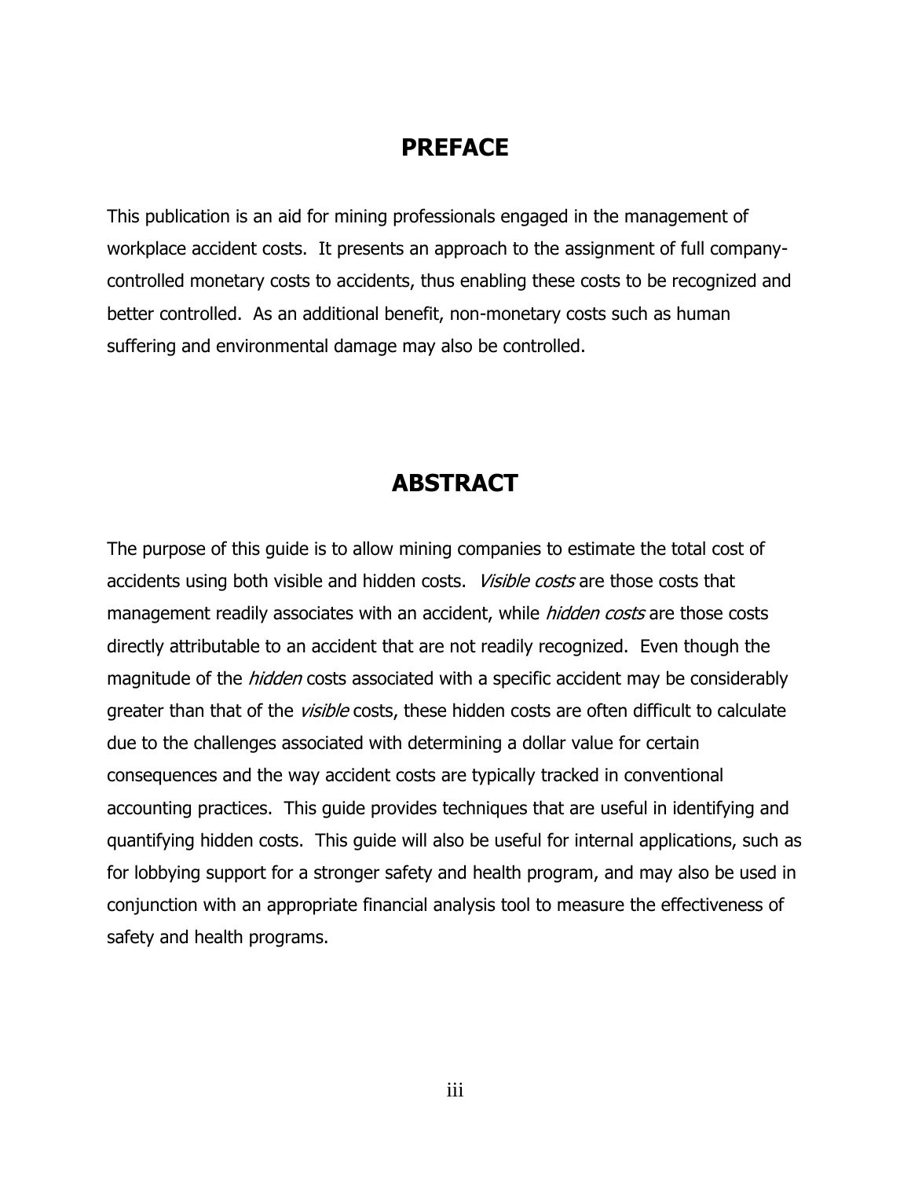## PREFACE

This publication is an aid for mining professionals engaged in the management of workplace accident costs. It presents an approach to the assignment of full company-controlled monetary costs to accidents, thus enabling these costs to be recognized and better controlled. As an additional benefit, non-monetary costs such as human suffering and environmental damage may also be controlled.

## ABSTRACT

The purpose of this guide is to allow mining companies to estimate the total cost of accidents using both visible and hidden costs. *Visible costs* are those costs that management readily associates with an accident, while *hidden costs* are those costs directly attributable to an accident that are not readily recognized. Even though the magnitude of the *hidden* costs associated with a specific accident may be considerably greater than that of the *visible* costs, these hidden costs are often difficult to calculate due to the challenges associated with determining a dollar value for certain consequences and the way accident costs are typically tracked in conventional accounting practices. This guide provides techniques that are useful in identifying and quantifying hidden costs. This guide will also be useful for internal applications, such as for lobbying support for a stronger safety and health program, and may also be used in conjunction with an appropriate financial analysis tool to measure the effectiveness of safety and health programs.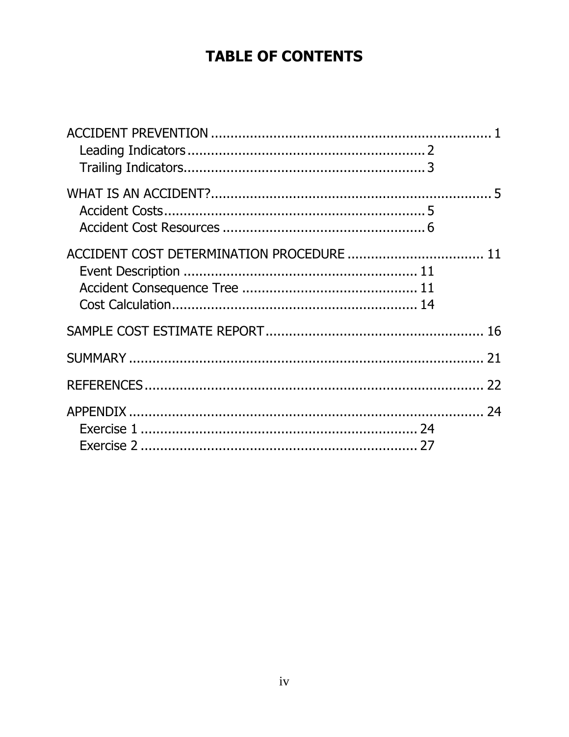# TABLE OF CONTENTS

ACCIDENT PREVENTION ........................................................................ 1
- Leading Indicators ............................................................. 2
- Trailing Indicators.............................................................. 3

WHAT IS AN ACCIDENT?........................................................................ 5
- Accident Costs................................................................... 5
- Accident Cost Resources .................................................... 6

ACCIDENT COST DETERMINATION PROCEDURE ................................... 11
- Event Description ............................................................ 11
- Accident Consequence Tree ............................................. 11
- Cost Calculation............................................................... 14

SAMPLE COST ESTIMATE REPORT........................................................ 16

SUMMARY ............................................................................................ 21

REFERENCES........................................................................................ 22

APPENDIX ............................................................................................ 24
- Exercise 1 ....................................................................... 24
- Exercise 2 ....................................................................... 27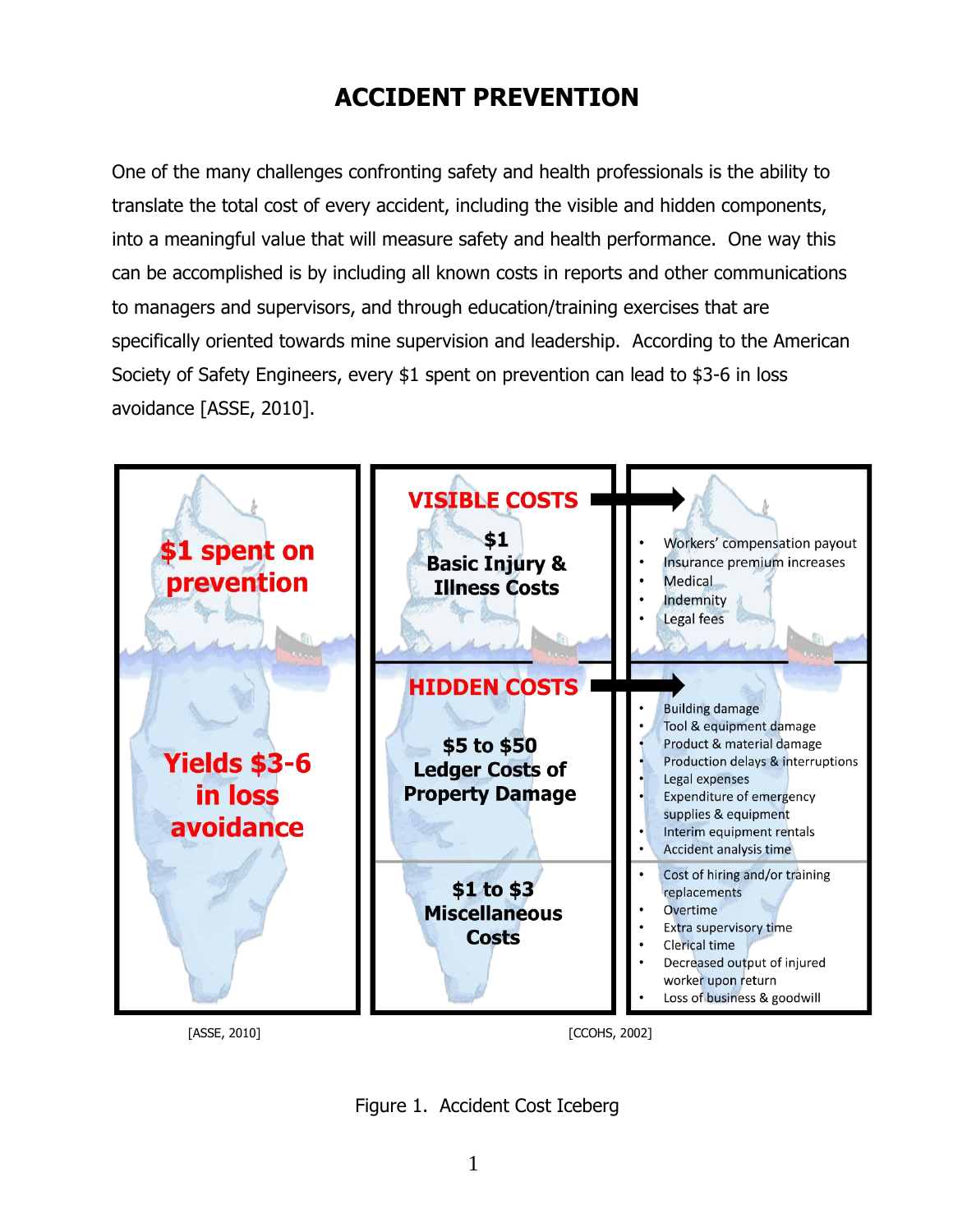# ACCIDENT PREVENTION

One of the many challenges confronting safety and health professionals is the ability to translate the total cost of every accident, including the visible and hidden components, into a meaningful value that will measure safety and health performance. One way this can be accomplished is by including all known costs in reports and other communications to managers and supervisors, and through education/training exercises that are specifically oriented towards mine supervision and leadership. According to the American Society of Safety Engineers, every $1 spent on prevention can lead to $3-6 in loss avoidance [ASSE, 2010].

**$1 spent on prevention**

**Yields $3-6 in loss avoidance**

[ASSE, 2010]

**VISIBLE COSTS**

**$1 Basic Injury & Illness Costs**

- Workers' compensation payout
- Insurance premium increases
- Medical
- Indemnity
- Legal fees

**HIDDEN COSTS**

**$5 to $50 Ledger Costs of Property Damage**

- Building damage
- Tool & equipment damage
- Product & material damage
- Production delays & interruptions
- Legal expenses
- Expenditure of emergency supplies & equipment
- Interim equipment rentals
- Accident analysis time

**$1 to $3 Miscellaneous Costs**

- Cost of hiring and/or training replacements
- Overtime
- Extra supervisory time
- Clerical time
- Decreased output of injured worker upon return
- Loss of business & goodwill

[CCOHS, 2002]

Figure 1. Accident Cost Iceberg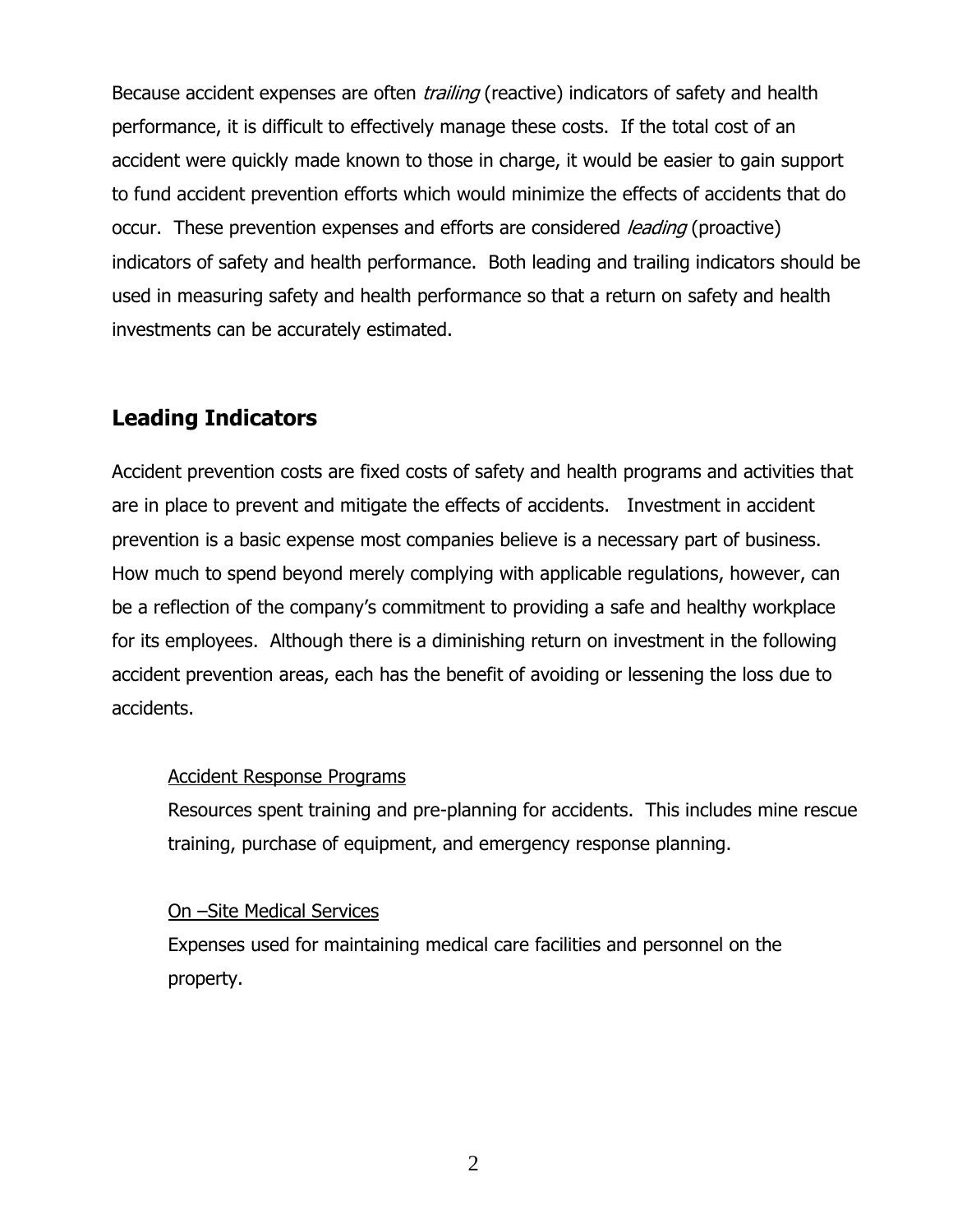Because accident expenses are often *trailing* (reactive) indicators of safety and health performance, it is difficult to effectively manage these costs. If the total cost of an accident were quickly made known to those in charge, it would be easier to gain support to fund accident prevention efforts which would minimize the effects of accidents that do occur. These prevention expenses and efforts are considered *leading* (proactive) indicators of safety and health performance. Both leading and trailing indicators should be used in measuring safety and health performance so that a return on safety and health investments can be accurately estimated.

## Leading Indicators

Accident prevention costs are fixed costs of safety and health programs and activities that are in place to prevent and mitigate the effects of accidents. Investment in accident prevention is a basic expense most companies believe is a necessary part of business. How much to spend beyond merely complying with applicable regulations, however, can be a reflection of the company's commitment to providing a safe and healthy workplace for its employees. Although there is a diminishing return on investment in the following accident prevention areas, each has the benefit of avoiding or lessening the loss due to accidents.

<u>Accident Response Programs</u>
Resources spent training and pre-planning for accidents. This includes mine rescue training, purchase of equipment, and emergency response planning.

<u>On –Site Medical Services</u>
Expenses used for maintaining medical care facilities and personnel on the property.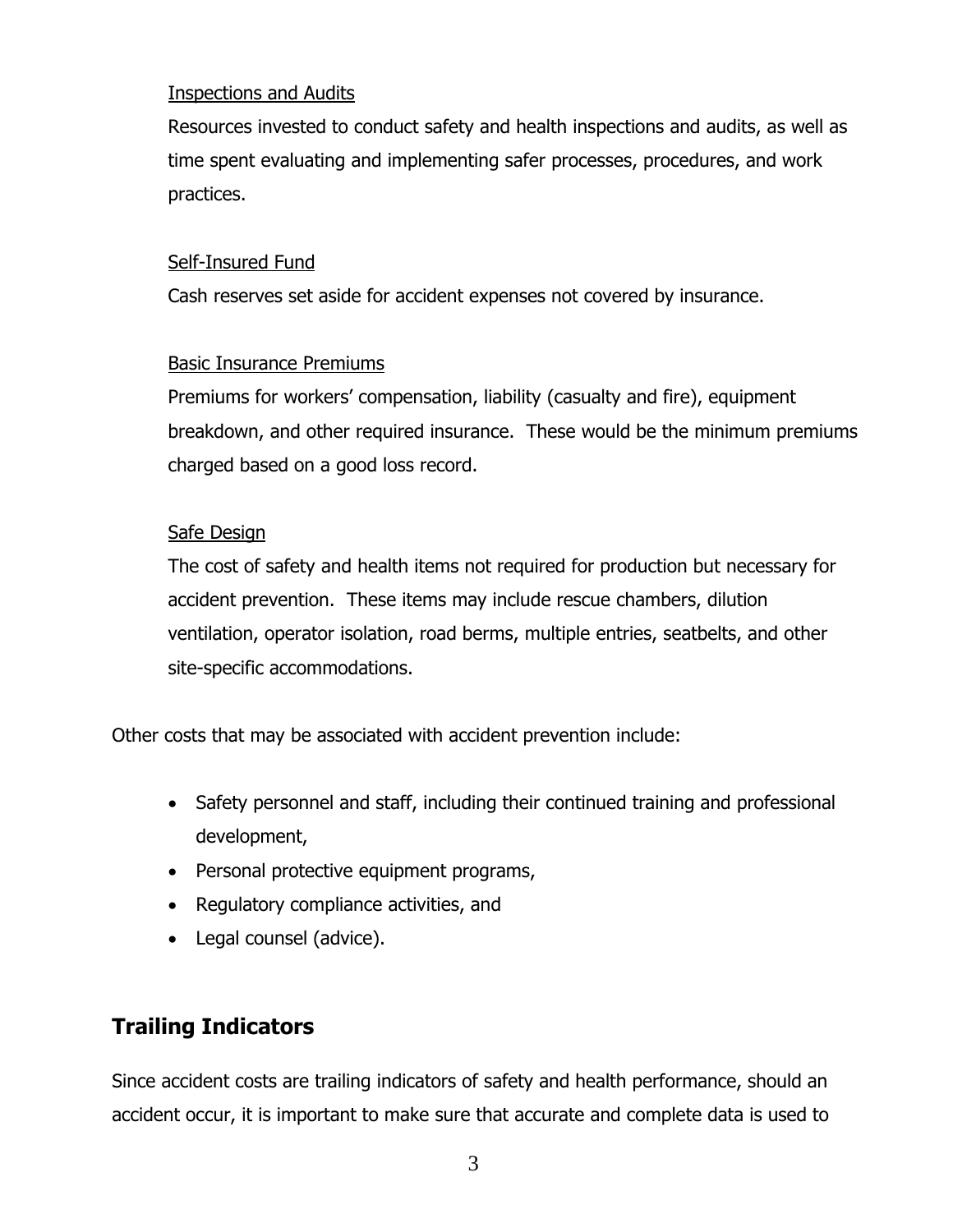Inspections and Audits

Resources invested to conduct safety and health inspections and audits, as well as time spent evaluating and implementing safer processes, procedures, and work practices.

Self-Insured Fund

Cash reserves set aside for accident expenses not covered by insurance.

Basic Insurance Premiums

Premiums for workers' compensation, liability (casualty and fire), equipment breakdown, and other required insurance. These would be the minimum premiums charged based on a good loss record.

Safe Design

The cost of safety and health items not required for production but necessary for accident prevention. These items may include rescue chambers, dilution ventilation, operator isolation, road berms, multiple entries, seatbelts, and other site-specific accommodations.

Other costs that may be associated with accident prevention include:

- Safety personnel and staff, including their continued training and professional development,
- Personal protective equipment programs,
- Regulatory compliance activities, and
- Legal counsel (advice).

## Trailing Indicators

Since accident costs are trailing indicators of safety and health performance, should an accident occur, it is important to make sure that accurate and complete data is used to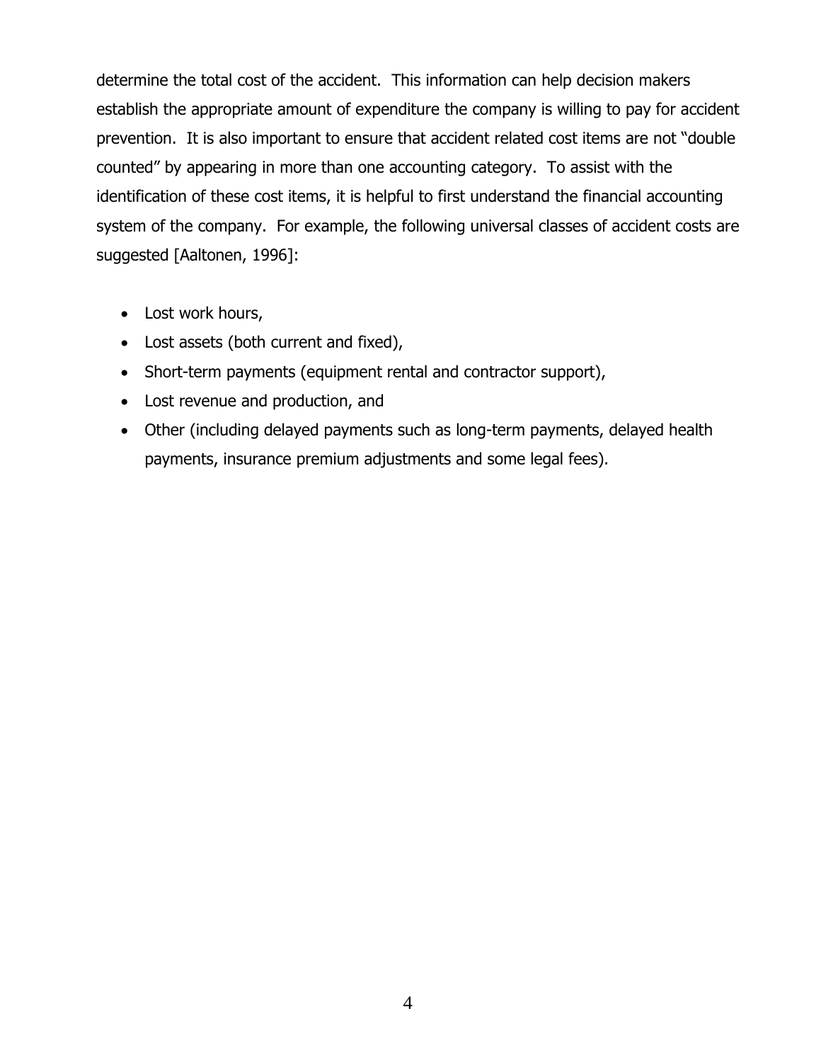determine the total cost of the accident. This information can help decision makers establish the appropriate amount of expenditure the company is willing to pay for accident prevention. It is also important to ensure that accident related cost items are not "double counted" by appearing in more than one accounting category. To assist with the identification of these cost items, it is helpful to first understand the financial accounting system of the company. For example, the following universal classes of accident costs are suggested [Aaltonen, 1996]:

- Lost work hours,
- Lost assets (both current and fixed),
- Short-term payments (equipment rental and contractor support),
- Lost revenue and production, and
- Other (including delayed payments such as long-term payments, delayed health payments, insurance premium adjustments and some legal fees).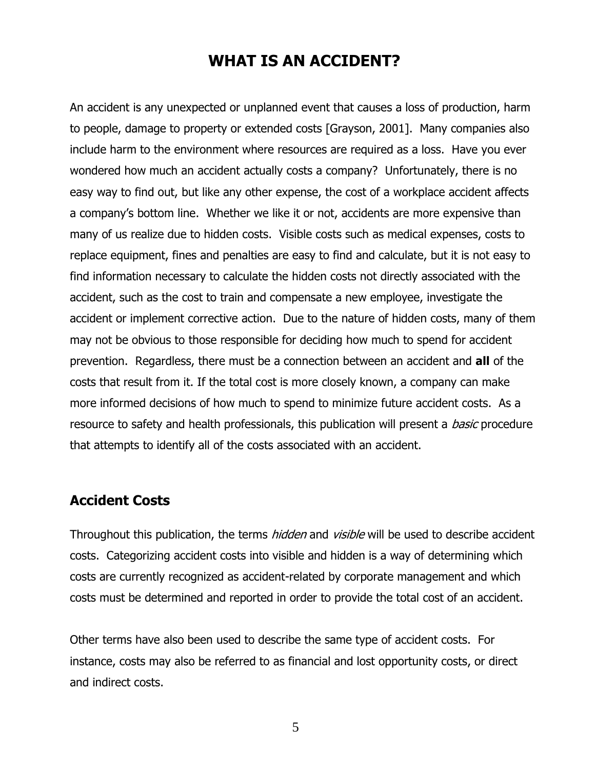# WHAT IS AN ACCIDENT?

An accident is any unexpected or unplanned event that causes a loss of production, harm to people, damage to property or extended costs [Grayson, 2001]. Many companies also include harm to the environment where resources are required as a loss. Have you ever wondered how much an accident actually costs a company? Unfortunately, there is no easy way to find out, but like any other expense, the cost of a workplace accident affects a company's bottom line. Whether we like it or not, accidents are more expensive than many of us realize due to hidden costs. Visible costs such as medical expenses, costs to replace equipment, fines and penalties are easy to find and calculate, but it is not easy to find information necessary to calculate the hidden costs not directly associated with the accident, such as the cost to train and compensate a new employee, investigate the accident or implement corrective action. Due to the nature of hidden costs, many of them may not be obvious to those responsible for deciding how much to spend for accident prevention. Regardless, there must be a connection between an accident and **all** of the costs that result from it. If the total cost is more closely known, a company can make more informed decisions of how much to spend to minimize future accident costs. As a resource to safety and health professionals, this publication will present a *basic* procedure that attempts to identify all of the costs associated with an accident.

## Accident Costs

Throughout this publication, the terms *hidden* and *visible* will be used to describe accident costs. Categorizing accident costs into visible and hidden is a way of determining which costs are currently recognized as accident-related by corporate management and which costs must be determined and reported in order to provide the total cost of an accident.

Other terms have also been used to describe the same type of accident costs. For instance, costs may also be referred to as financial and lost opportunity costs, or direct and indirect costs.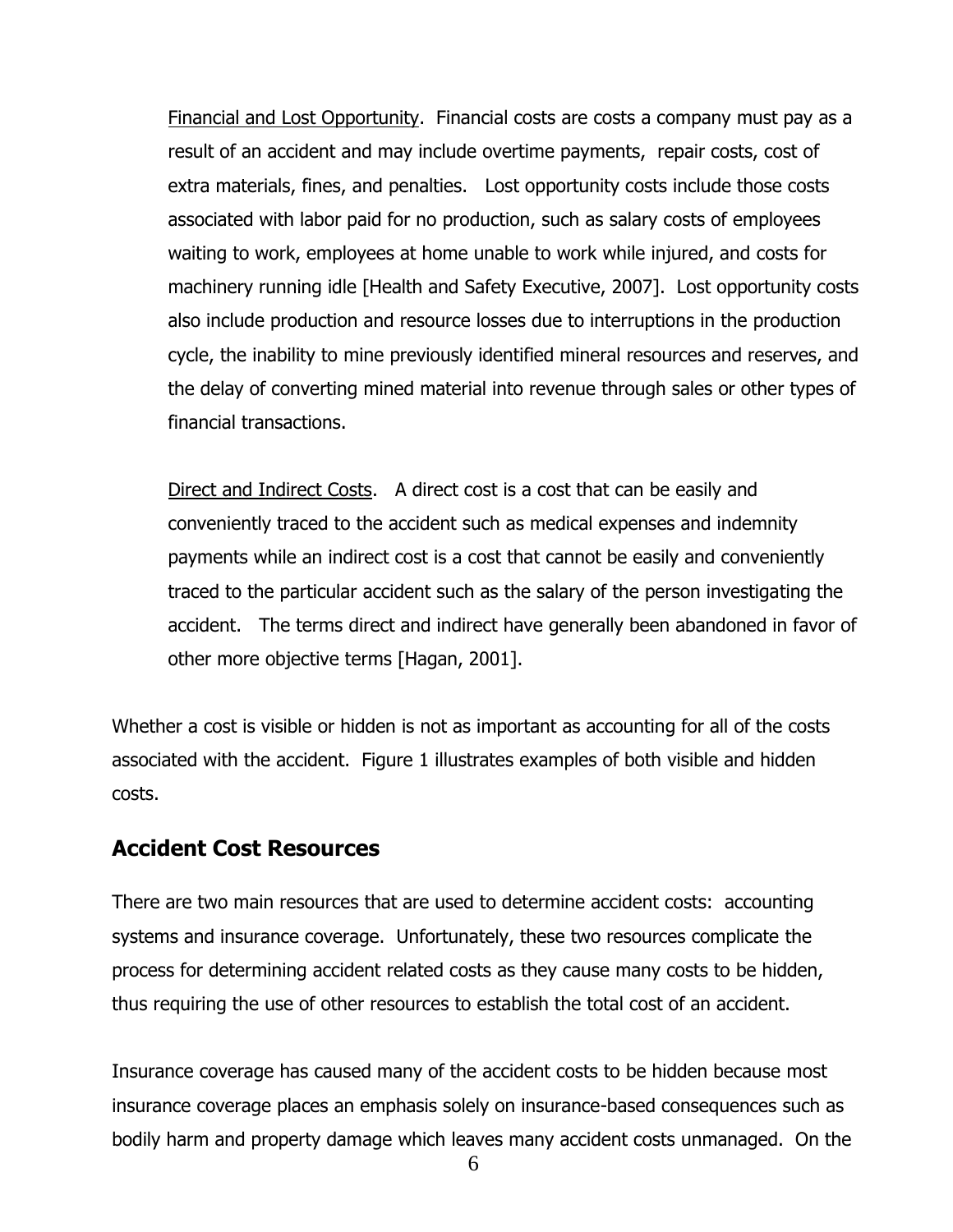Financial and Lost Opportunity. Financial costs are costs a company must pay as a result of an accident and may include overtime payments, repair costs, cost of extra materials, fines, and penalties. Lost opportunity costs include those costs associated with labor paid for no production, such as salary costs of employees waiting to work, employees at home unable to work while injured, and costs for machinery running idle [Health and Safety Executive, 2007]. Lost opportunity costs also include production and resource losses due to interruptions in the production cycle, the inability to mine previously identified mineral resources and reserves, and the delay of converting mined material into revenue through sales or other types of financial transactions.

Direct and Indirect Costs. A direct cost is a cost that can be easily and conveniently traced to the accident such as medical expenses and indemnity payments while an indirect cost is a cost that cannot be easily and conveniently traced to the particular accident such as the salary of the person investigating the accident. The terms direct and indirect have generally been abandoned in favor of other more objective terms [Hagan, 2001].

Whether a cost is visible or hidden is not as important as accounting for all of the costs associated with the accident. Figure 1 illustrates examples of both visible and hidden costs.

## Accident Cost Resources

There are two main resources that are used to determine accident costs: accounting systems and insurance coverage. Unfortunately, these two resources complicate the process for determining accident related costs as they cause many costs to be hidden, thus requiring the use of other resources to establish the total cost of an accident.

Insurance coverage has caused many of the accident costs to be hidden because most insurance coverage places an emphasis solely on insurance-based consequences such as bodily harm and property damage which leaves many accident costs unmanaged. On the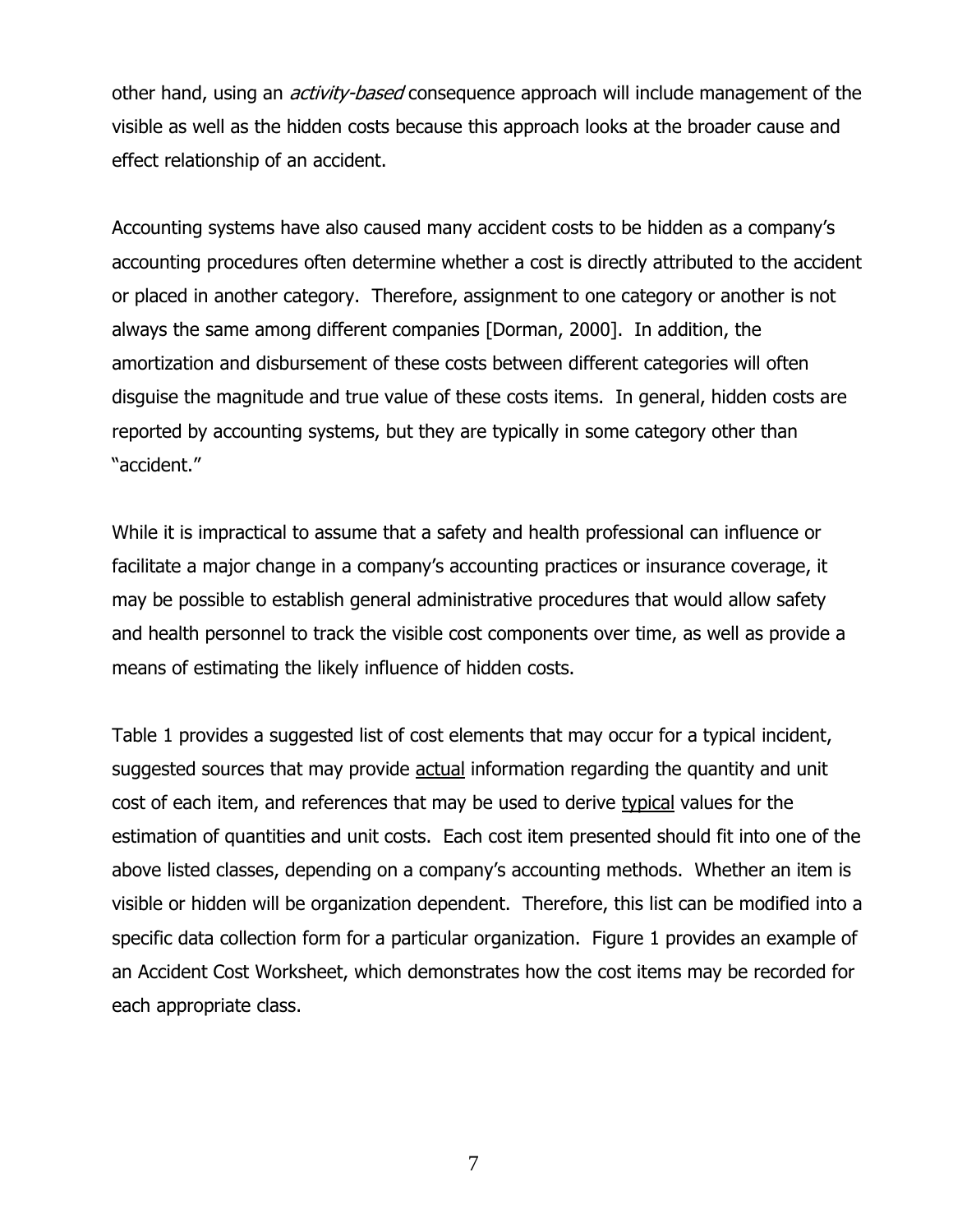other hand, using an *activity-based* consequence approach will include management of the visible as well as the hidden costs because this approach looks at the broader cause and effect relationship of an accident.

Accounting systems have also caused many accident costs to be hidden as a company's accounting procedures often determine whether a cost is directly attributed to the accident or placed in another category. Therefore, assignment to one category or another is not always the same among different companies [Dorman, 2000]. In addition, the amortization and disbursement of these costs between different categories will often disguise the magnitude and true value of these costs items. In general, hidden costs are reported by accounting systems, but they are typically in some category other than "accident."

While it is impractical to assume that a safety and health professional can influence or facilitate a major change in a company's accounting practices or insurance coverage, it may be possible to establish general administrative procedures that would allow safety and health personnel to track the visible cost components over time, as well as provide a means of estimating the likely influence of hidden costs.

Table 1 provides a suggested list of cost elements that may occur for a typical incident, suggested sources that may provide <u>actual</u> information regarding the quantity and unit cost of each item, and references that may be used to derive <u>typical</u> values for the estimation of quantities and unit costs. Each cost item presented should fit into one of the above listed classes, depending on a company's accounting methods. Whether an item is visible or hidden will be organization dependent. Therefore, this list can be modified into a specific data collection form for a particular organization. Figure 1 provides an example of an Accident Cost Worksheet, which demonstrates how the cost items may be recorded for each appropriate class.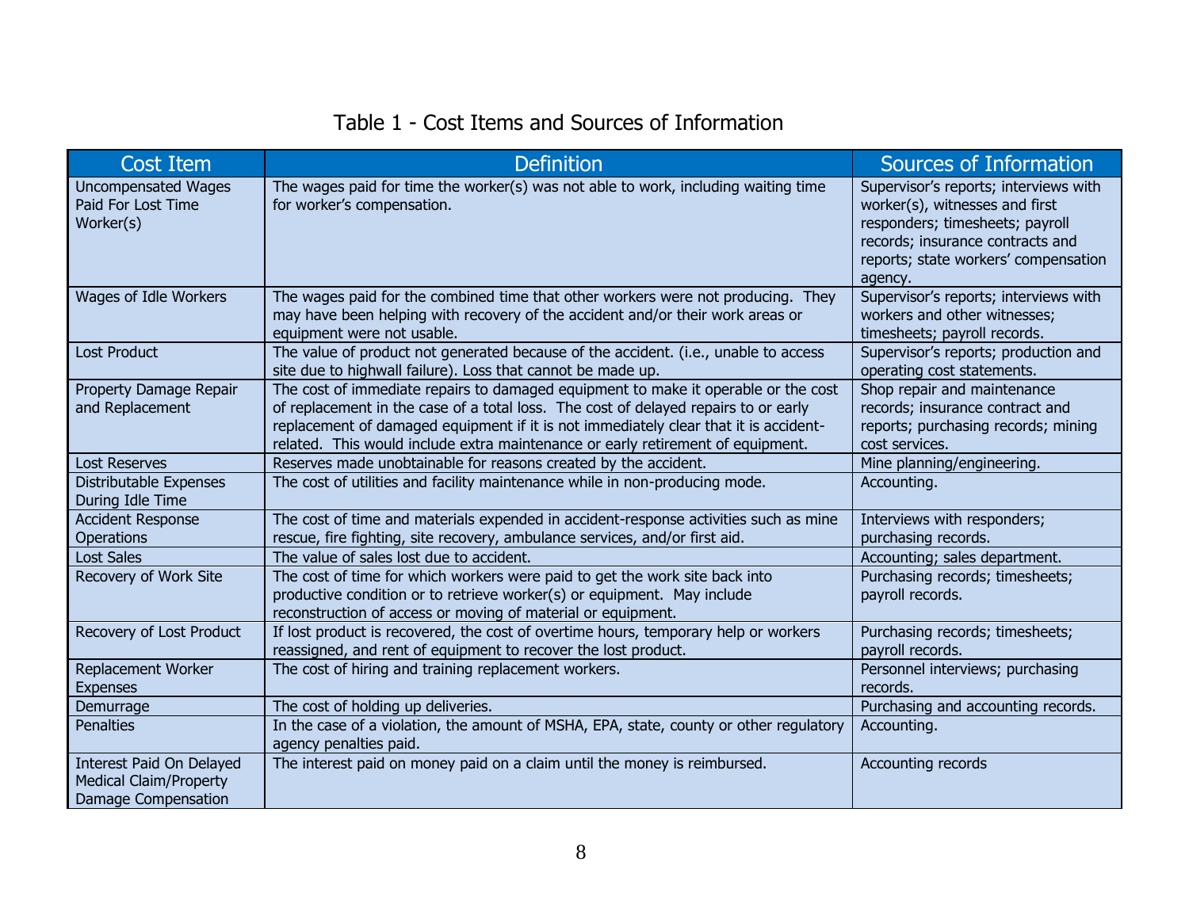Table 1 - Cost Items and Sources of Information

| Cost Item | Definition | Sources of Information |
| --- | --- | --- |
| Uncompensated Wages Paid For Lost Time Worker(s) | The wages paid for time the worker(s) was not able to work, including waiting time for worker's compensation. | Supervisor's reports; interviews with worker(s), witnesses and first responders; timesheets; payroll records; insurance contracts and reports; state workers' compensation agency. |
| Wages of Idle Workers | The wages paid for the combined time that other workers were not producing. They may have been helping with recovery of the accident and/or their work areas or equipment were not usable. | Supervisor's reports; interviews with workers and other witnesses; timesheets; payroll records. |
| Lost Product | The value of product not generated because of the accident. (i.e., unable to access site due to highwall failure). Loss that cannot be made up. | Supervisor's reports; production and operating cost statements. |
| Property Damage Repair and Replacement | The cost of immediate repairs to damaged equipment to make it operable or the cost of replacement in the case of a total loss. The cost of delayed repairs to or early replacement of damaged equipment if it is not immediately clear that it is accident-related. This would include extra maintenance or early retirement of equipment. | Shop repair and maintenance records; insurance contract and reports; purchasing records; mining cost services. |
| Lost Reserves | Reserves made unobtainable for reasons created by the accident. | Mine planning/engineering. |
| Distributable Expenses During Idle Time | The cost of utilities and facility maintenance while in non-producing mode. | Accounting. |
| Accident Response Operations | The cost of time and materials expended in accident-response activities such as mine rescue, fire fighting, site recovery, ambulance services, and/or first aid. | Interviews with responders; purchasing records. |
| Lost Sales | The value of sales lost due to accident. | Accounting; sales department. |
| Recovery of Work Site | The cost of time for which workers were paid to get the work site back into productive condition or to retrieve worker(s) or equipment. May include reconstruction of access or moving of material or equipment. | Purchasing records; timesheets; payroll records. |
| Recovery of Lost Product | If lost product is recovered, the cost of overtime hours, temporary help or workers reassigned, and rent of equipment to recover the lost product. | Purchasing records; timesheets; payroll records. |
| Replacement Worker Expenses | The cost of hiring and training replacement workers. | Personnel interviews; purchasing records. |
| Demurrage | The cost of holding up deliveries. | Purchasing and accounting records. |
| Penalties | In the case of a violation, the amount of MSHA, EPA, state, county or other regulatory agency penalties paid. | Accounting. |
| Interest Paid On Delayed Medical Claim/Property Damage Compensation | The interest paid on money paid on a claim until the money is reimbursed. | Accounting records |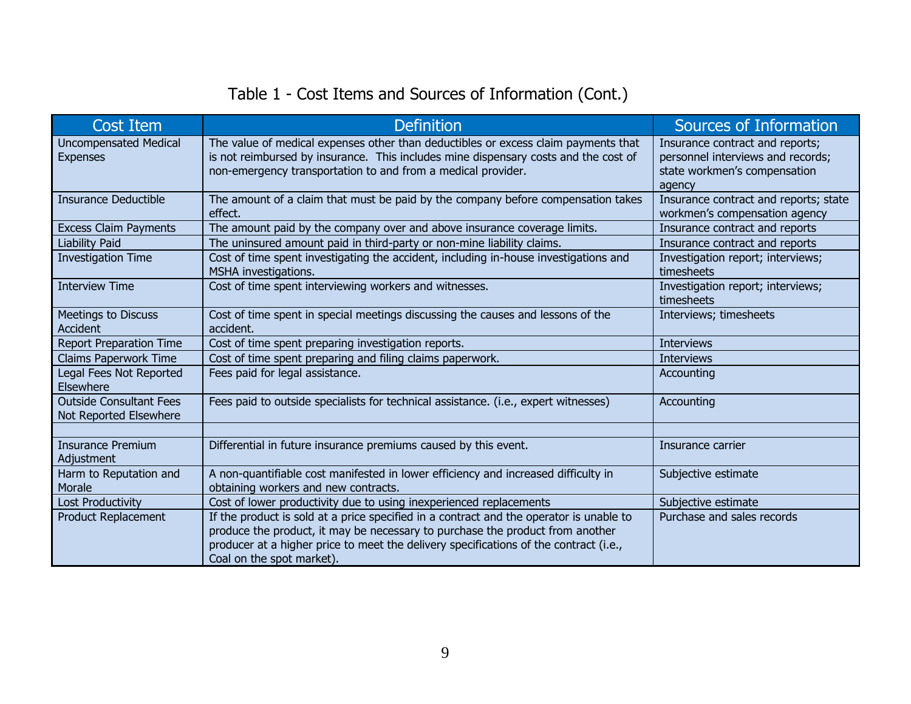Table 1 - Cost Items and Sources of Information (Cont.)

| Cost Item | Definition | Sources of Information |
|---|---|---|
| Uncompensated Medical Expenses | The value of medical expenses other than deductibles or excess claim payments that is not reimbursed by insurance. This includes mine dispensary costs and the cost of non-emergency transportation to and from a medical provider. | Insurance contract and reports; personnel interviews and records; state workmen's compensation agency |
| Insurance Deductible | The amount of a claim that must be paid by the company before compensation takes effect. | Insurance contract and reports; state workmen's compensation agency |
| Excess Claim Payments | The amount paid by the company over and above insurance coverage limits. | Insurance contract and reports |
| Liability Paid | The uninsured amount paid in third-party or non-mine liability claims. | Insurance contract and reports |
| Investigation Time | Cost of time spent investigating the accident, including in-house investigations and MSHA investigations. | Investigation report; interviews; timesheets |
| Interview Time | Cost of time spent interviewing workers and witnesses. | Investigation report; interviews; timesheets |
| Meetings to Discuss Accident | Cost of time spent in special meetings discussing the causes and lessons of the accident. | Interviews; timesheets |
| Report Preparation Time | Cost of time spent preparing investigation reports. | Interviews |
| Claims Paperwork Time | Cost of time spent preparing and filing claims paperwork. | Interviews |
| Legal Fees Not Reported Elsewhere | Fees paid for legal assistance. | Accounting |
| Outside Consultant Fees Not Reported Elsewhere | Fees paid to outside specialists for technical assistance. (i.e., expert witnesses) | Accounting |
| | | |
| Insurance Premium Adjustment | Differential in future insurance premiums caused by this event. | Insurance carrier |
| Harm to Reputation and Morale | A non-quantifiable cost manifested in lower efficiency and increased difficulty in obtaining workers and new contracts. | Subjective estimate |
| Lost Productivity | Cost of lower productivity due to using inexperienced replacements | Subjective estimate |
| Product Replacement | If the product is sold at a price specified in a contract and the operator is unable to produce the product, it may be necessary to purchase the product from another producer at a higher price to meet the delivery specifications of the contract (i.e., Coal on the spot market). | Purchase and sales records |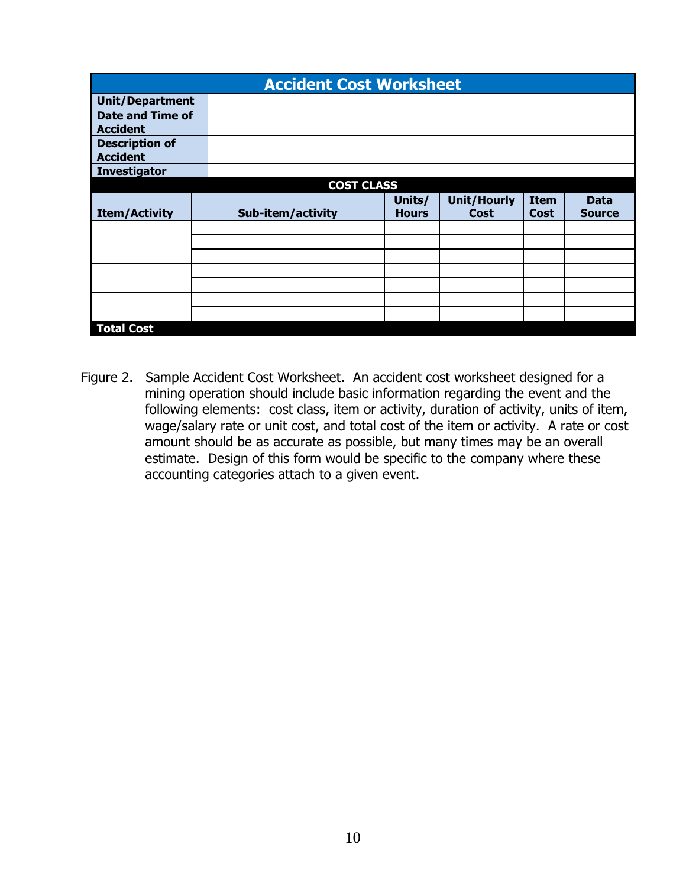| Accident Cost Worksheet | | | | | |
|---|---|---|---|---|---|
| **Unit/Department** | | | | | |
| **Date and Time of Accident** | | | | | |
| **Description of Accident** | | | | | |
| **Investigator** | | | | | |
| **COST CLASS** | | | | | |
| **Item/Activity** | **Sub-item/activity** | **Units/ Hours** | **Unit/Hourly Cost** | **Item Cost** | **Data Source** |
| | | | | | |
| | | | | | |
| | | | | | |
| | | | | | |
| | | | | | |
| | | | | | |
| | | | | | |
| **Total Cost** | | | | | |

Figure 2. Sample Accident Cost Worksheet. An accident cost worksheet designed for a mining operation should include basic information regarding the event and the following elements: cost class, item or activity, duration of activity, units of item, wage/salary rate or unit cost, and total cost of the item or activity. A rate or cost amount should be as accurate as possible, but many times may be an overall estimate. Design of this form would be specific to the company where these accounting categories attach to a given event.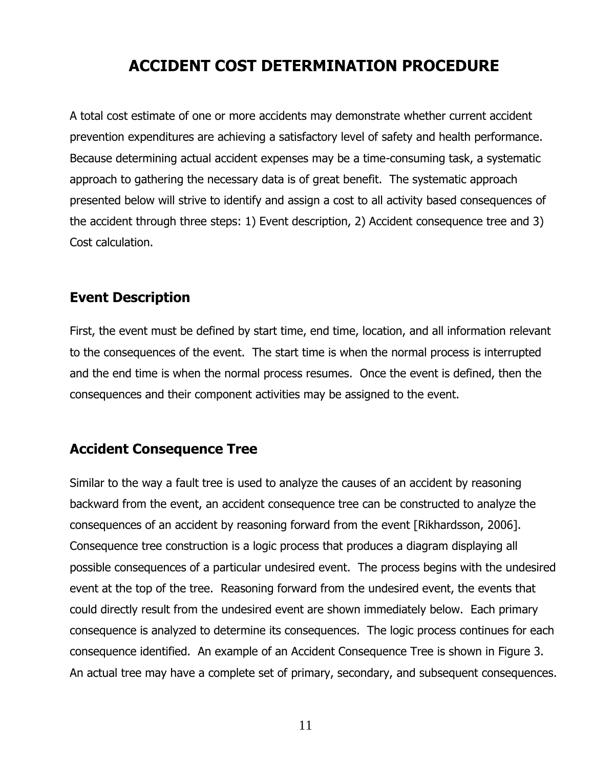# ACCIDENT COST DETERMINATION PROCEDURE

A total cost estimate of one or more accidents may demonstrate whether current accident prevention expenditures are achieving a satisfactory level of safety and health performance. Because determining actual accident expenses may be a time-consuming task, a systematic approach to gathering the necessary data is of great benefit. The systematic approach presented below will strive to identify and assign a cost to all activity based consequences of the accident through three steps: 1) Event description, 2) Accident consequence tree and 3) Cost calculation.

## Event Description

First, the event must be defined by start time, end time, location, and all information relevant to the consequences of the event. The start time is when the normal process is interrupted and the end time is when the normal process resumes. Once the event is defined, then the consequences and their component activities may be assigned to the event.

## Accident Consequence Tree

Similar to the way a fault tree is used to analyze the causes of an accident by reasoning backward from the event, an accident consequence tree can be constructed to analyze the consequences of an accident by reasoning forward from the event [Rikhardsson, 2006]. Consequence tree construction is a logic process that produces a diagram displaying all possible consequences of a particular undesired event. The process begins with the undesired event at the top of the tree. Reasoning forward from the undesired event, the events that could directly result from the undesired event are shown immediately below. Each primary consequence is analyzed to determine its consequences. The logic process continues for each consequence identified. An example of an Accident Consequence Tree is shown in Figure 3. An actual tree may have a complete set of primary, secondary, and subsequent consequences.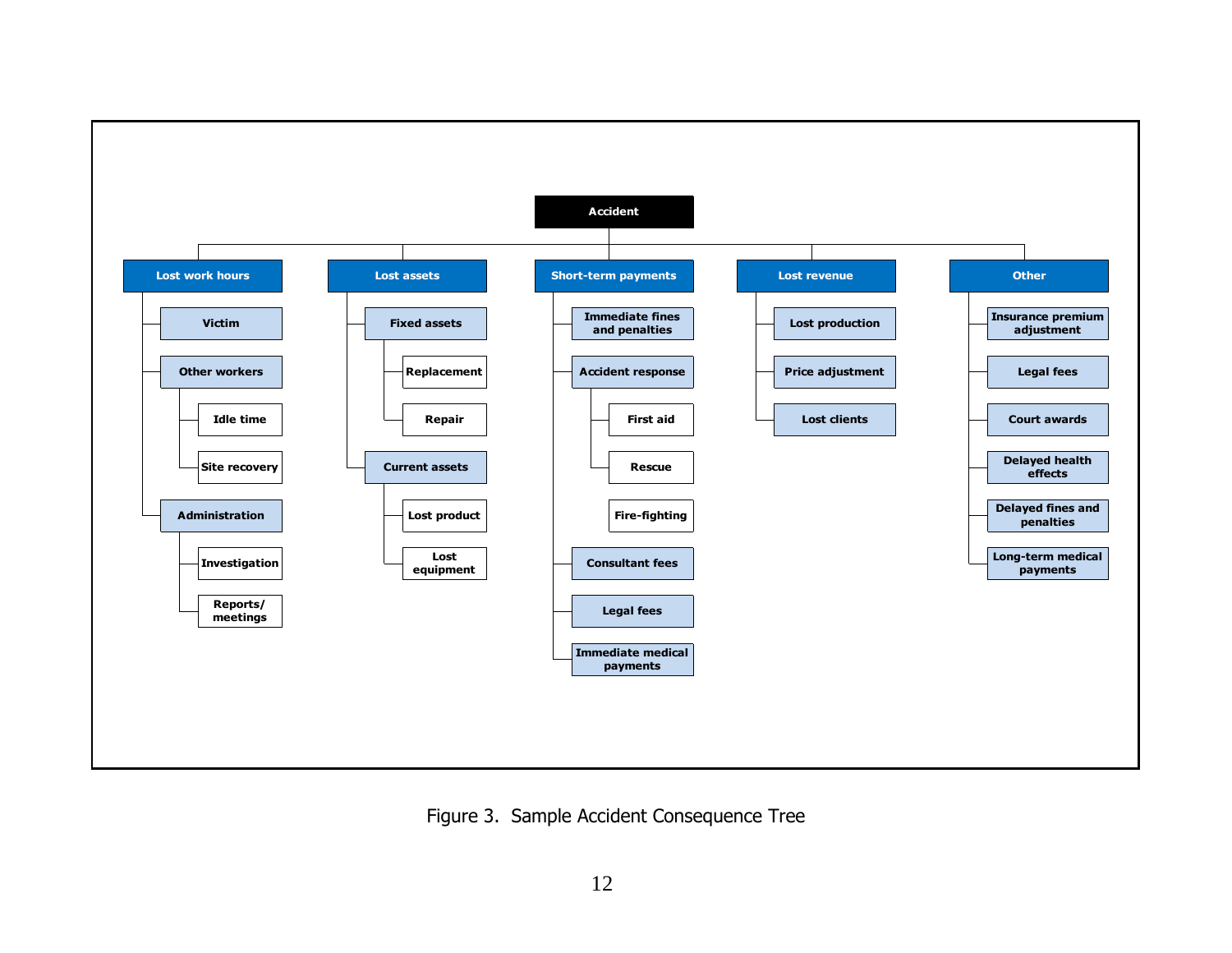- **Accident**
  - **Lost work hours**
    - Victim
    - Other workers
      - Idle time
      - Site recovery
    - Administration
      - Investigation
      - Reports/ meetings
  - **Lost assets**
    - Fixed assets
      - Replacement
      - Repair
    - Current assets
      - Lost product
      - Lost equipment
  - **Short-term payments**
    - Immediate fines and penalties
    - Accident response
      - First aid
      - Rescue
      - Fire-fighting
    - Consultant fees
    - Legal fees
    - Immediate medical payments
  - **Lost revenue**
    - Lost production
    - Price adjustment
    - Lost clients
  - **Other**
    - Insurance premium adjustment
    - Legal fees
    - Court awards
    - Delayed health effects
    - Delayed fines and penalties
    - Long-term medical payments

Figure 3. Sample Accident Consequence Tree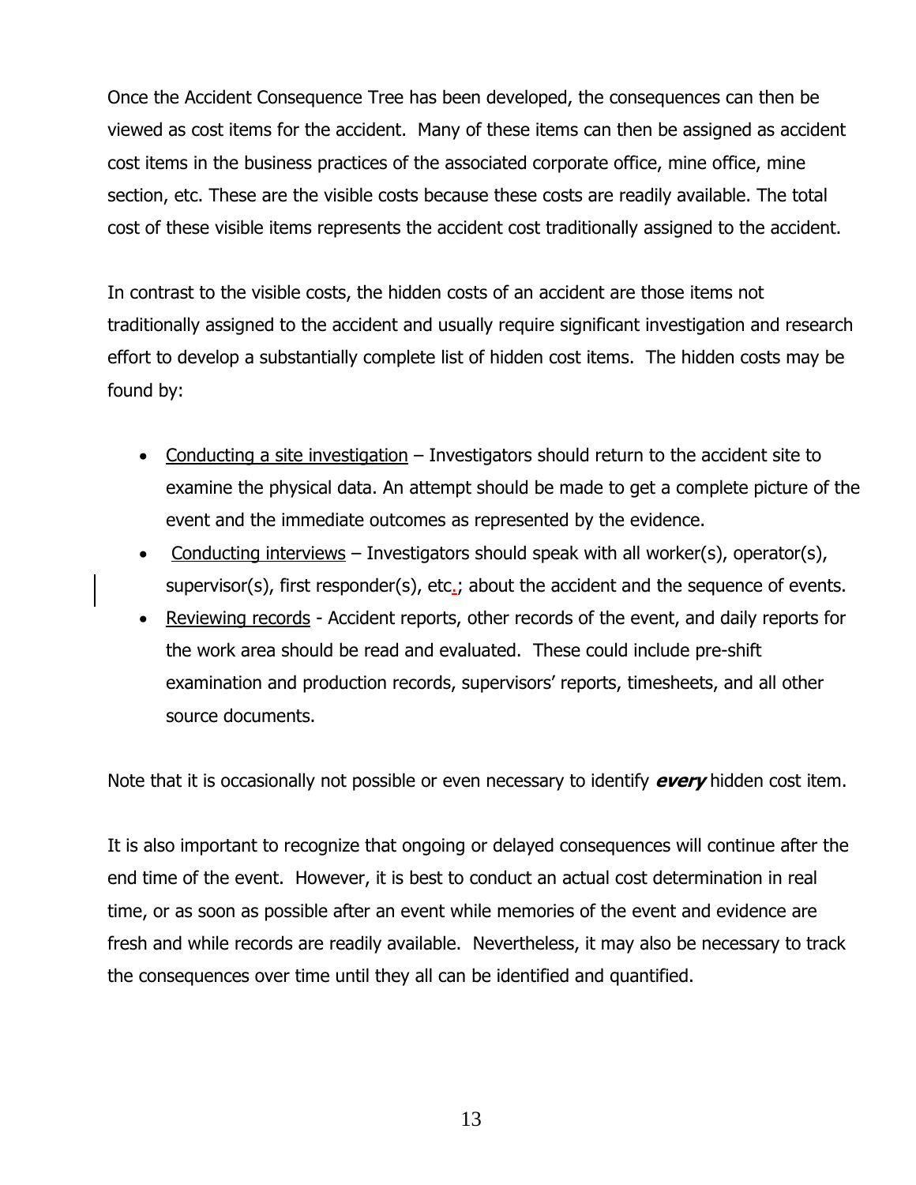Once the Accident Consequence Tree has been developed, the consequences can then be viewed as cost items for the accident. Many of these items can then be assigned as accident cost items in the business practices of the associated corporate office, mine office, mine section, etc. These are the visible costs because these costs are readily available. The total cost of these visible items represents the accident cost traditionally assigned to the accident.

In contrast to the visible costs, the hidden costs of an accident are those items not traditionally assigned to the accident and usually require significant investigation and research effort to develop a substantially complete list of hidden cost items. The hidden costs may be found by:

- <u>Conducting a site investigation</u> – Investigators should return to the accident site to examine the physical data. An attempt should be made to get a complete picture of the event and the immediate outcomes as represented by the evidence.
- <u>Conducting interviews</u> – Investigators should speak with all worker(s), operator(s), supervisor(s), first responder(s), etc.; about the accident and the sequence of events.
- <u>Reviewing records</u> - Accident reports, other records of the event, and daily reports for the work area should be read and evaluated. These could include pre-shift examination and production records, supervisors' reports, timesheets, and all other source documents.

Note that it is occasionally not possible or even necessary to identify ***every*** hidden cost item.

It is also important to recognize that ongoing or delayed consequences will continue after the end time of the event. However, it is best to conduct an actual cost determination in real time, or as soon as possible after an event while memories of the event and evidence are fresh and while records are readily available. Nevertheless, it may also be necessary to track the consequences over time until they all can be identified and quantified.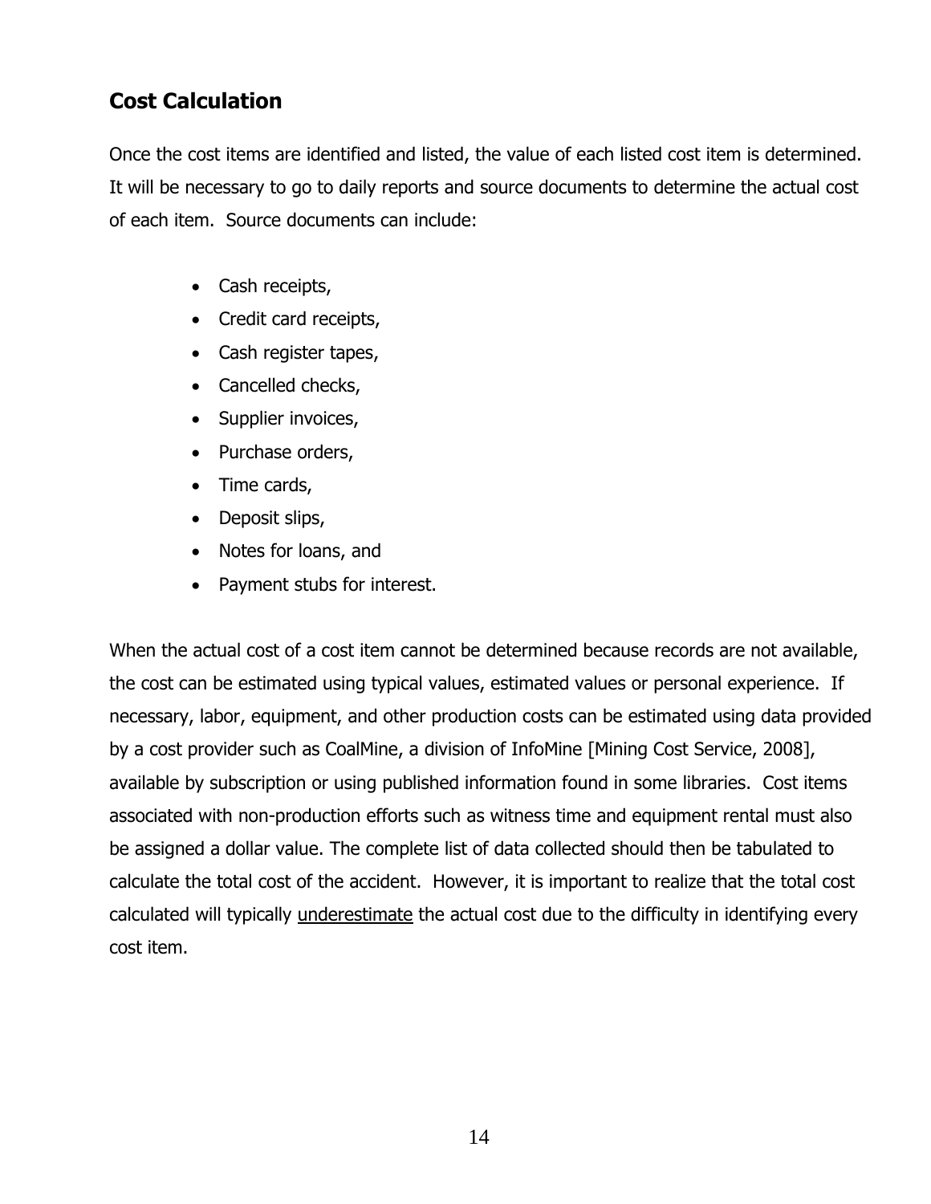## Cost Calculation

Once the cost items are identified and listed, the value of each listed cost item is determined. It will be necessary to go to daily reports and source documents to determine the actual cost of each item. Source documents can include:

- Cash receipts,
- Credit card receipts,
- Cash register tapes,
- Cancelled checks,
- Supplier invoices,
- Purchase orders,
- Time cards,
- Deposit slips,
- Notes for loans, and
- Payment stubs for interest.

When the actual cost of a cost item cannot be determined because records are not available, the cost can be estimated using typical values, estimated values or personal experience. If necessary, labor, equipment, and other production costs can be estimated using data provided by a cost provider such as CoalMine, a division of InfoMine [Mining Cost Service, 2008], available by subscription or using published information found in some libraries. Cost items associated with non-production efforts such as witness time and equipment rental must also be assigned a dollar value. The complete list of data collected should then be tabulated to calculate the total cost of the accident. However, it is important to realize that the total cost calculated will typically <u>underestimate</u> the actual cost due to the difficulty in identifying every cost item.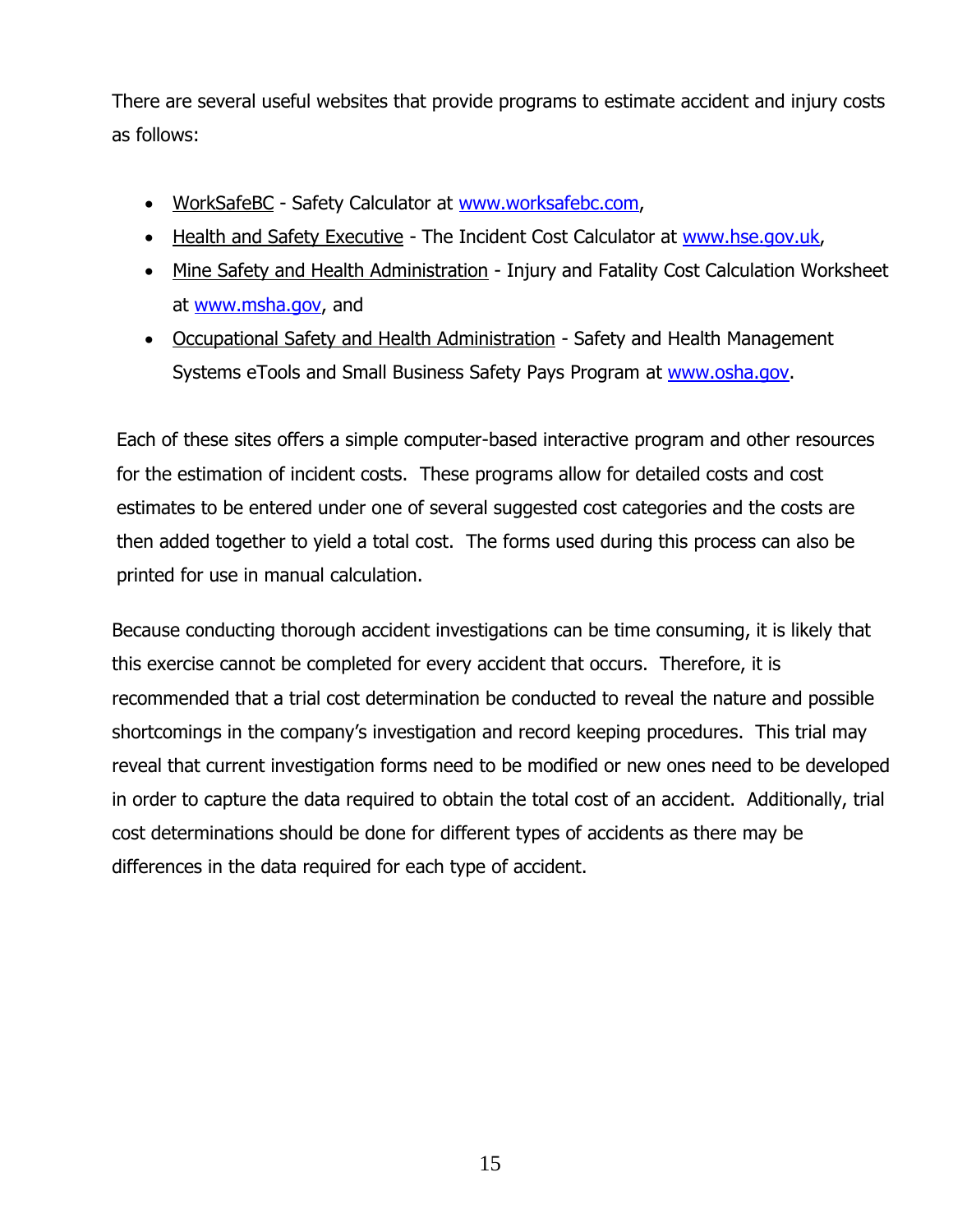There are several useful websites that provide programs to estimate accident and injury costs as follows:

- WorkSafeBC - Safety Calculator at www.worksafebc.com,
- Health and Safety Executive - The Incident Cost Calculator at www.hse.gov.uk,
- Mine Safety and Health Administration - Injury and Fatality Cost Calculation Worksheet at www.msha.gov, and
- Occupational Safety and Health Administration - Safety and Health Management Systems eTools and Small Business Safety Pays Program at www.osha.gov.

Each of these sites offers a simple computer-based interactive program and other resources for the estimation of incident costs. These programs allow for detailed costs and cost estimates to be entered under one of several suggested cost categories and the costs are then added together to yield a total cost. The forms used during this process can also be printed for use in manual calculation.

Because conducting thorough accident investigations can be time consuming, it is likely that this exercise cannot be completed for every accident that occurs. Therefore, it is recommended that a trial cost determination be conducted to reveal the nature and possible shortcomings in the company's investigation and record keeping procedures. This trial may reveal that current investigation forms need to be modified or new ones need to be developed in order to capture the data required to obtain the total cost of an accident. Additionally, trial cost determinations should be done for different types of accidents as there may be differences in the data required for each type of accident.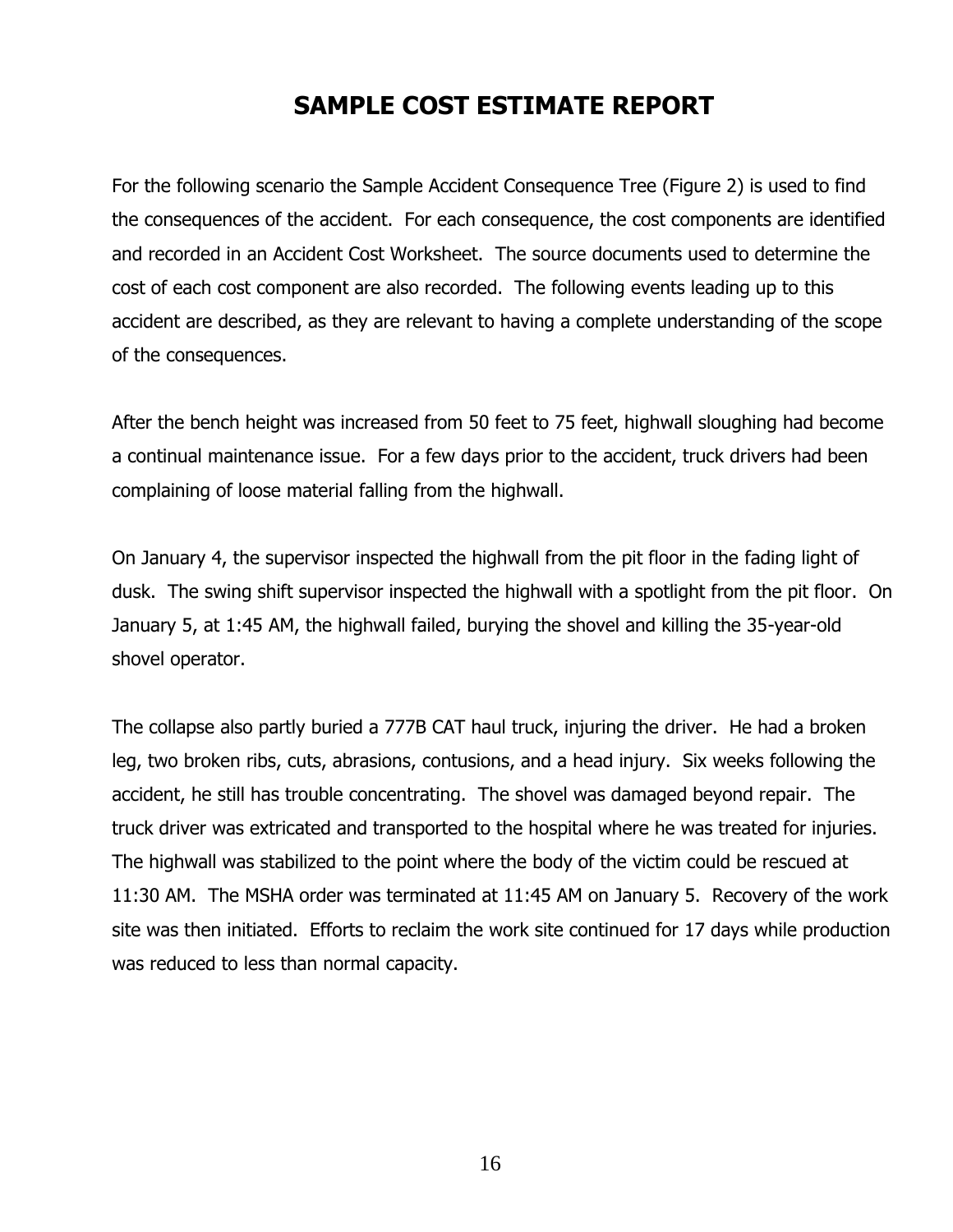# SAMPLE COST ESTIMATE REPORT

For the following scenario the Sample Accident Consequence Tree (Figure 2) is used to find the consequences of the accident. For each consequence, the cost components are identified and recorded in an Accident Cost Worksheet. The source documents used to determine the cost of each cost component are also recorded. The following events leading up to this accident are described, as they are relevant to having a complete understanding of the scope of the consequences.

After the bench height was increased from 50 feet to 75 feet, highwall sloughing had become a continual maintenance issue. For a few days prior to the accident, truck drivers had been complaining of loose material falling from the highwall.

On January 4, the supervisor inspected the highwall from the pit floor in the fading light of dusk. The swing shift supervisor inspected the highwall with a spotlight from the pit floor. On January 5, at 1:45 AM, the highwall failed, burying the shovel and killing the 35-year-old shovel operator.

The collapse also partly buried a 777B CAT haul truck, injuring the driver. He had a broken leg, two broken ribs, cuts, abrasions, contusions, and a head injury. Six weeks following the accident, he still has trouble concentrating. The shovel was damaged beyond repair. The truck driver was extricated and transported to the hospital where he was treated for injuries. The highwall was stabilized to the point where the body of the victim could be rescued at 11:30 AM. The MSHA order was terminated at 11:45 AM on January 5. Recovery of the work site was then initiated. Efforts to reclaim the work site continued for 17 days while production was reduced to less than normal capacity.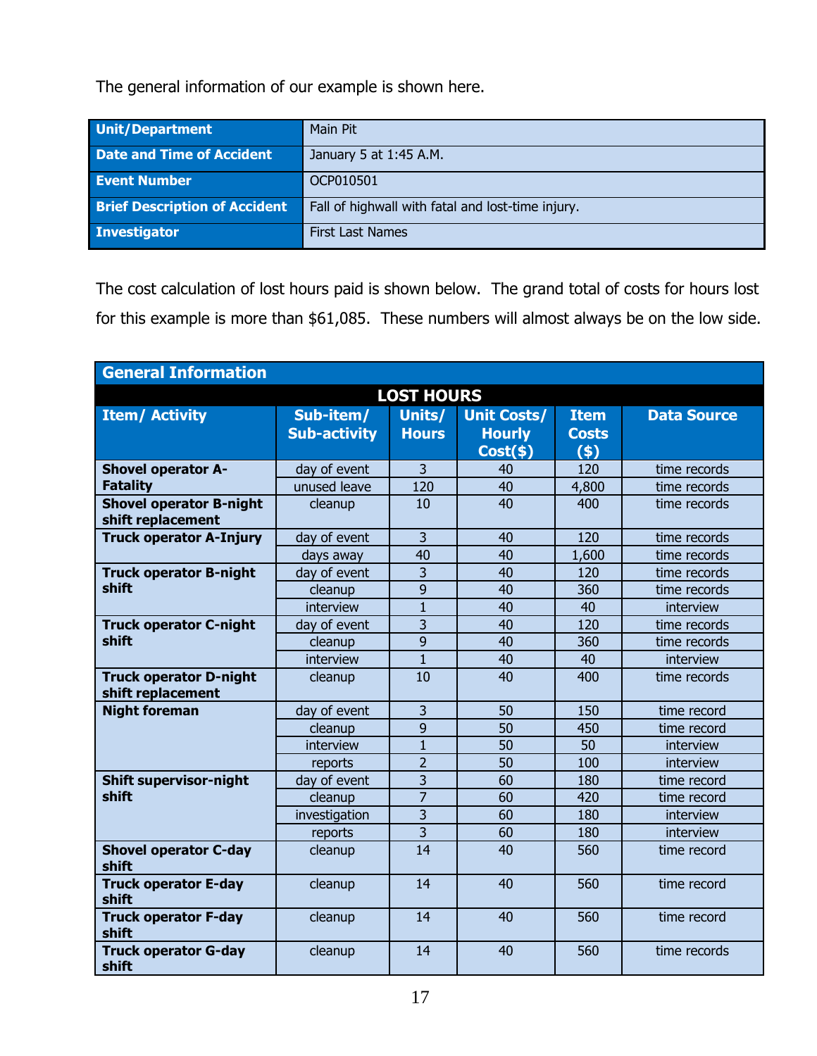The general information of our example is shown here.

| Unit/Department | Main Pit |
|---|---|
| Date and Time of Accident | January 5 at 1:45 A.M. |
| Event Number | OCP010501 |
| Brief Description of Accident | Fall of highwall with fatal and lost-time injury. |
| Investigator | First Last Names |

The cost calculation of lost hours paid is shown below. The grand total of costs for hours lost for this example is more than $61,085. These numbers will almost always be on the low side.

| General Information | | | | | |
|---|---|---|---|---|---|
| **LOST HOURS** | | | | | |
| **Item/ Activity** | **Sub-item/ Sub-activity** | **Units/ Hours** | **Unit Costs/ Hourly Cost($)** | **Item Costs ($)** | **Data Source** |
| **Shovel operator A-Fatality** | day of event | 3 | 40 | 120 | time records |
| | unused leave | 120 | 40 | 4,800 | time records |
| **Shovel operator B-night shift replacement** | cleanup | 10 | 40 | 400 | time records |
| **Truck operator A-Injury** | day of event | 3 | 40 | 120 | time records |
| | days away | 40 | 40 | 1,600 | time records |
| **Truck operator B-night shift** | day of event | 3 | 40 | 120 | time records |
| | cleanup | 9 | 40 | 360 | time records |
| | interview | 1 | 40 | 40 | interview |
| **Truck operator C-night shift** | day of event | 3 | 40 | 120 | time records |
| | cleanup | 9 | 40 | 360 | time records |
| | interview | 1 | 40 | 40 | interview |
| **Truck operator D-night shift replacement** | cleanup | 10 | 40 | 400 | time records |
| **Night foreman** | day of event | 3 | 50 | 150 | time record |
| | cleanup | 9 | 50 | 450 | time record |
| | interview | 1 | 50 | 50 | interview |
| | reports | 2 | 50 | 100 | interview |
| **Shift supervisor-night shift** | day of event | 3 | 60 | 180 | time record |
| | cleanup | 7 | 60 | 420 | time record |
| | investigation | 3 | 60 | 180 | interview |
| | reports | 3 | 60 | 180 | interview |
| **Shovel operator C-day shift** | cleanup | 14 | 40 | 560 | time record |
| **Truck operator E-day shift** | cleanup | 14 | 40 | 560 | time record |
| **Truck operator F-day shift** | cleanup | 14 | 40 | 560 | time record |
| **Truck operator G-day shift** | cleanup | 14 | 40 | 560 | time records |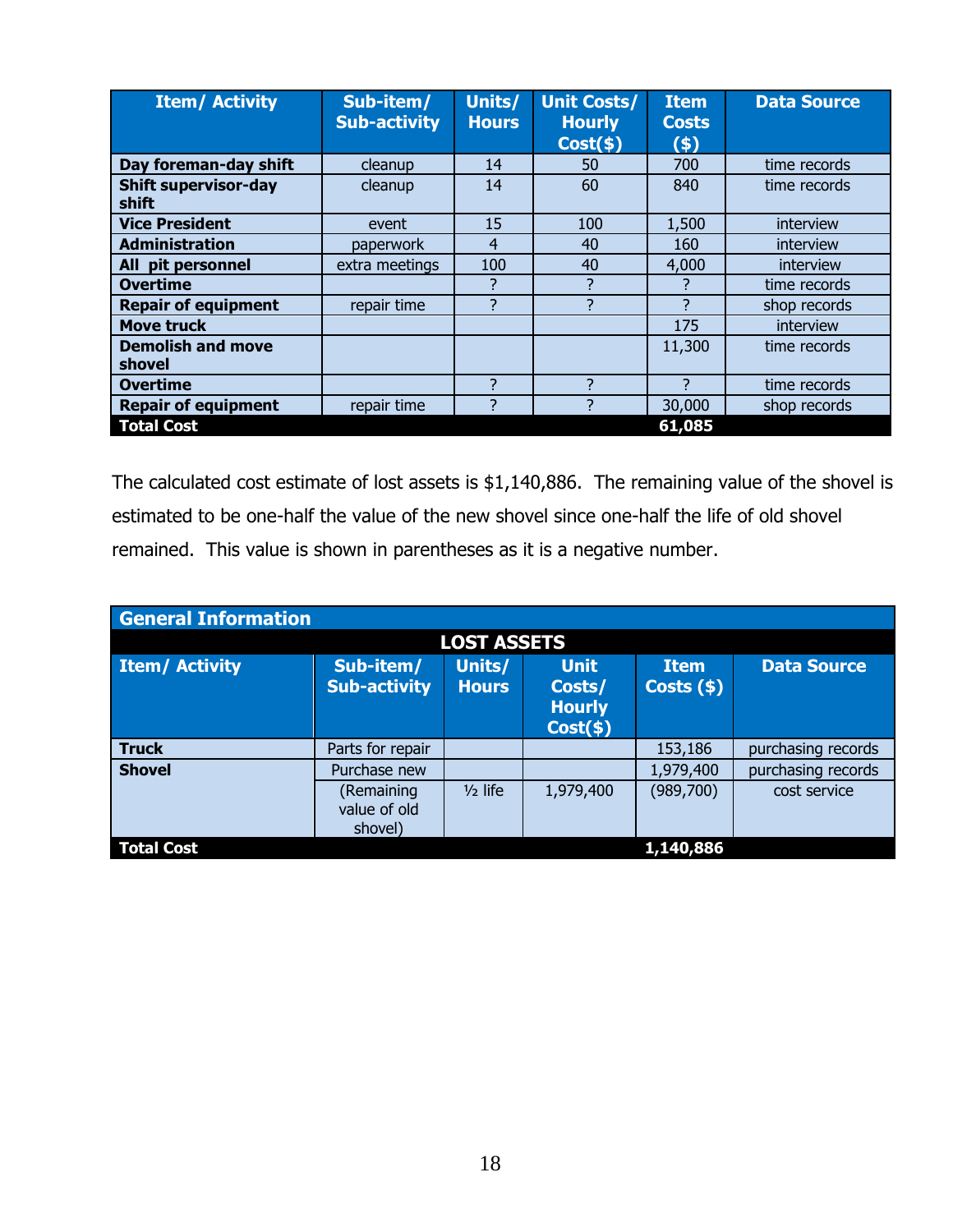| Item/ Activity | Sub-item/ Sub-activity | Units/ Hours | Unit Costs/ Hourly Cost($) | Item Costs ($) | Data Source |
|---|---|---|---|---|---|
| **Day foreman-day shift** | cleanup | 14 | 50 | 700 | time records |
| **Shift supervisor-day shift** | cleanup | 14 | 60 | 840 | time records |
| **Vice President** | event | 15 | 100 | 1,500 | interview |
| **Administration** | paperwork | 4 | 40 | 160 | interview |
| **All pit personnel** | extra meetings | 100 | 40 | 4,000 | interview |
| **Overtime** | | ? | ? | ? | time records |
| **Repair of equipment** | repair time | ? | ? | ? | shop records |
| **Move truck** | | | | 175 | interview |
| **Demolish and move shovel** | | | | 11,300 | time records |
| **Overtime** | | ? | ? | ? | time records |
| **Repair of equipment** | repair time | ? | ? | 30,000 | shop records |
| **Total Cost** | | | | **61,085** | |

The calculated cost estimate of lost assets is $1,140,886. The remaining value of the shovel is estimated to be one-half the value of the new shovel since one-half the life of old shovel remained. This value is shown in parentheses as it is a negative number.

| **General Information** | | | | | |
|---|---|---|---|---|---|
| **LOST ASSETS** | | | | | |
| **Item/ Activity** | **Sub-item/ Sub-activity** | **Units/ Hours** | **Unit Costs/ Hourly Cost($)** | **Item Costs ($)** | **Data Source** |
| **Truck** | Parts for repair | | | 153,186 | purchasing records |
| **Shovel** | Purchase new | | | 1,979,400 | purchasing records |
| | (Remaining value of old shovel) | ½ life | 1,979,400 | (989,700) | cost service |
| **Total Cost** | | | | **1,140,886** | |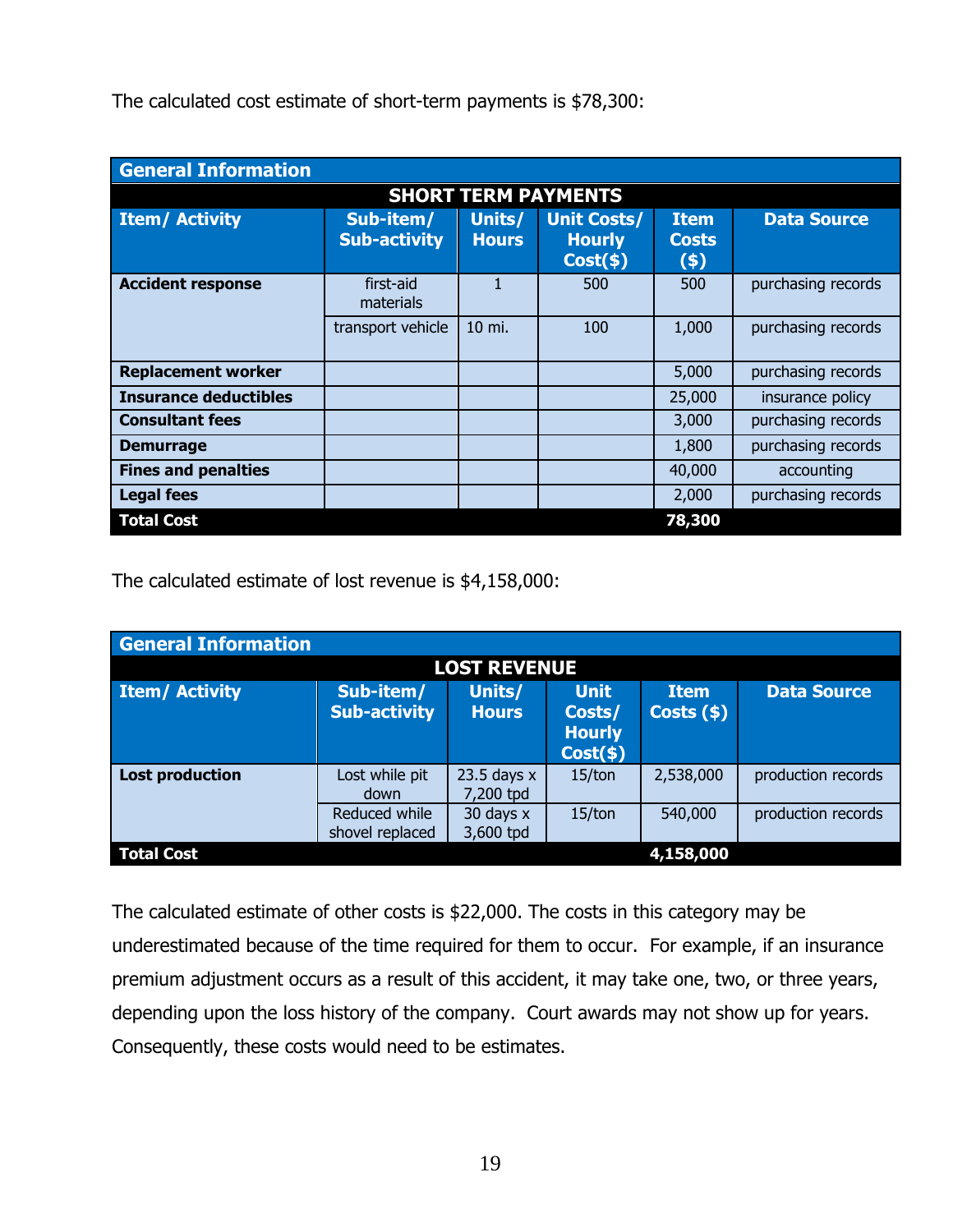The calculated cost estimate of short-term payments is $78,300:

| General Information | | | | | |
|---|---|---|---|---|---|
| **SHORT TERM PAYMENTS** | | | | | |
| **Item/ Activity** | **Sub-item/ Sub-activity** | **Units/ Hours** | **Unit Costs/ Hourly Cost($)** | **Item Costs ($)** | **Data Source** |
| **Accident response** | first-aid materials | 1 | 500 | 500 | purchasing records |
| | transport vehicle | 10 mi. | 100 | 1,000 | purchasing records |
| **Replacement worker** | | | | 5,000 | purchasing records |
| **Insurance deductibles** | | | | 25,000 | insurance policy |
| **Consultant fees** | | | | 3,000 | purchasing records |
| **Demurrage** | | | | 1,800 | purchasing records |
| **Fines and penalties** | | | | 40,000 | accounting |
| **Legal fees** | | | | 2,000 | purchasing records |
| **Total Cost** | | | | **78,300** | |

The calculated estimate of lost revenue is $4,158,000:

| General Information | | | | | |
|---|---|---|---|---|---|
| **LOST REVENUE** | | | | | |
| **Item/ Activity** | **Sub-item/ Sub-activity** | **Units/ Hours** | **Unit Costs/ Hourly Cost($)** | **Item Costs ($)** | **Data Source** |
| **Lost production** | Lost while pit down | 23.5 days x 7,200 tpd | 15/ton | 2,538,000 | production records |
| | Reduced while shovel replaced | 30 days x 3,600 tpd | 15/ton | 540,000 | production records |
| **Total Cost** | | | | **4,158,000** | |

The calculated estimate of other costs is $22,000. The costs in this category may be underestimated because of the time required for them to occur. For example, if an insurance premium adjustment occurs as a result of this accident, it may take one, two, or three years, depending upon the loss history of the company. Court awards may not show up for years. Consequently, these costs would need to be estimates.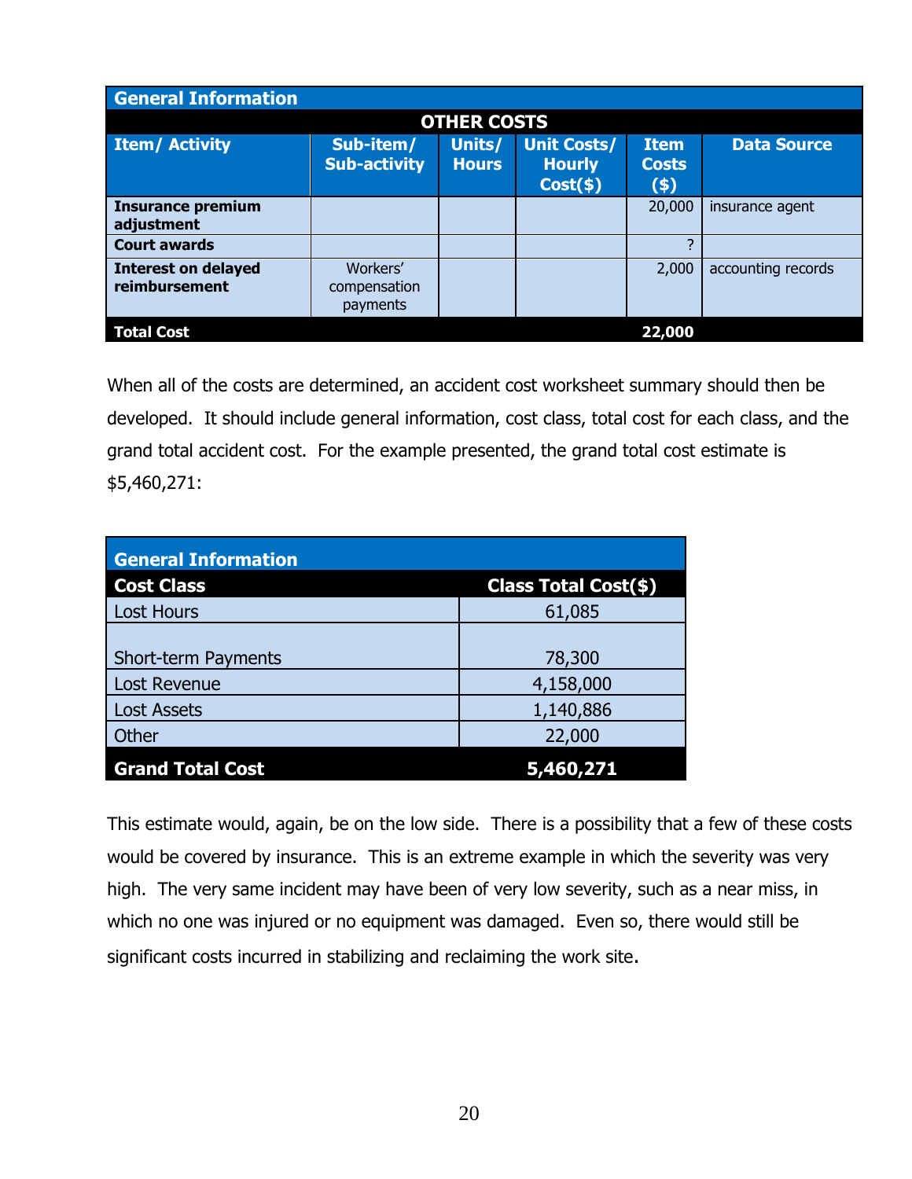| General Information | | | | | |
|---|---|---|---|---|---|
| **OTHER COSTS** | | | | | |
| **Item/ Activity** | **Sub-item/ Sub-activity** | **Units/ Hours** | **Unit Costs/ Hourly Cost($)** | **Item Costs ($)** | **Data Source** |
| **Insurance premium adjustment** | | | | 20,000 | insurance agent |
| **Court awards** | | | | ? | |
| **Interest on delayed reimbursement** | Workers' compensation payments | | | 2,000 | accounting records |
| **Total Cost** | | | | **22,000** | |

When all of the costs are determined, an accident cost worksheet summary should then be developed. It should include general information, cost class, total cost for each class, and the grand total accident cost. For the example presented, the grand total cost estimate is $5,460,271:

| General Information | |
|---|---|
| **Cost Class** | **Class Total Cost($)** |
| Lost Hours | 61,085 |
| Short-term Payments | 78,300 |
| Lost Revenue | 4,158,000 |
| Lost Assets | 1,140,886 |
| Other | 22,000 |
| **Grand Total Cost** | **5,460,271** |

This estimate would, again, be on the low side. There is a possibility that a few of these costs would be covered by insurance. This is an extreme example in which the severity was very high. The very same incident may have been of very low severity, such as a near miss, in which no one was injured or no equipment was damaged. Even so, there would still be significant costs incurred in stabilizing and reclaiming the work site.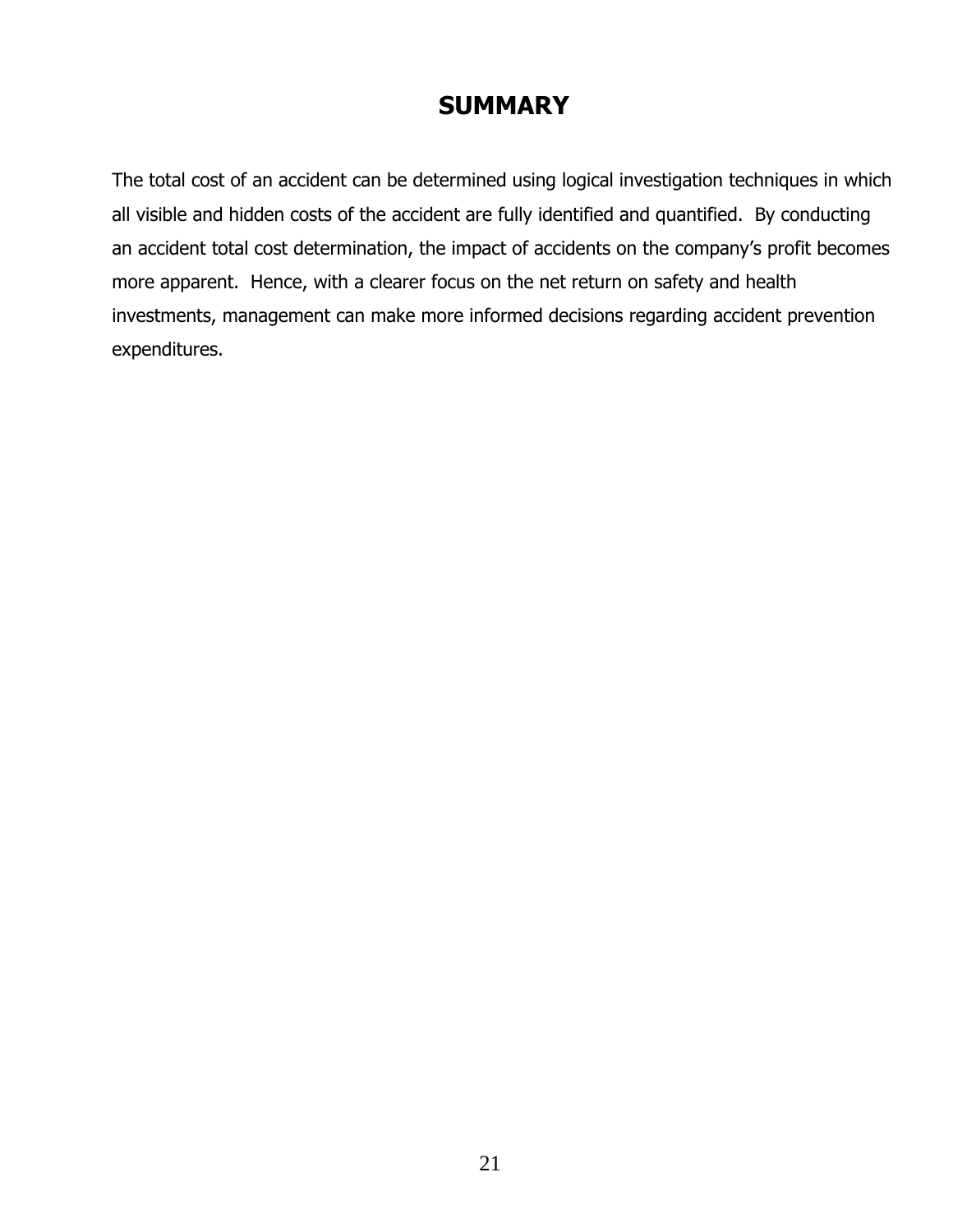# SUMMARY

The total cost of an accident can be determined using logical investigation techniques in which all visible and hidden costs of the accident are fully identified and quantified. By conducting an accident total cost determination, the impact of accidents on the company's profit becomes more apparent. Hence, with a clearer focus on the net return on safety and health investments, management can make more informed decisions regarding accident prevention expenditures.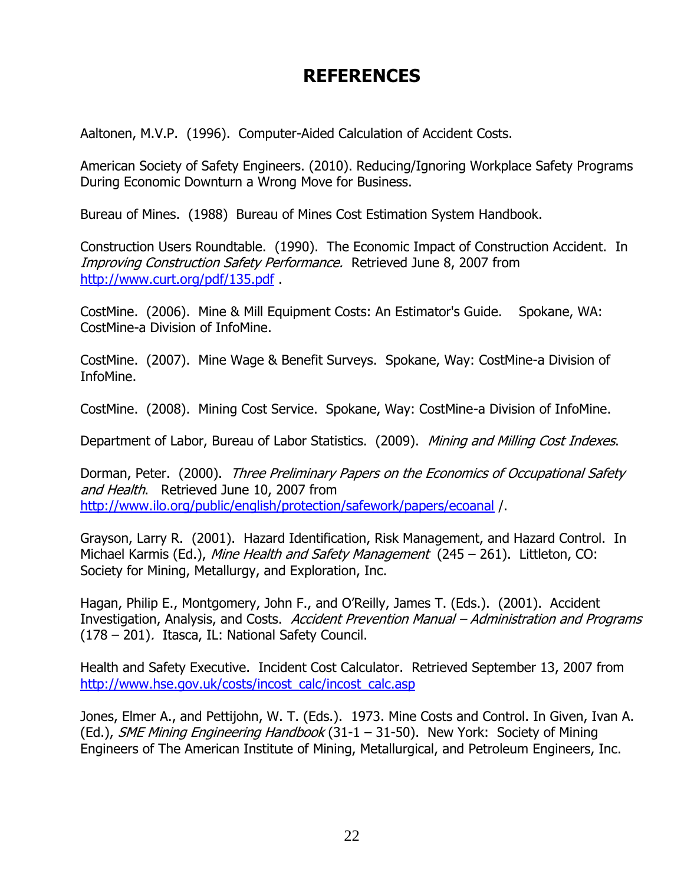# REFERENCES

Aaltonen, M.V.P. (1996). Computer-Aided Calculation of Accident Costs.

American Society of Safety Engineers. (2010). Reducing/Ignoring Workplace Safety Programs During Economic Downturn a Wrong Move for Business.

Bureau of Mines. (1988) Bureau of Mines Cost Estimation System Handbook.

Construction Users Roundtable. (1990). The Economic Impact of Construction Accident. In *Improving Construction Safety Performance.* Retrieved June 8, 2007 from http://www.curt.org/pdf/135.pdf .

CostMine. (2006). Mine & Mill Equipment Costs: An Estimator's Guide. Spokane, WA: CostMine-a Division of InfoMine.

CostMine. (2007). Mine Wage & Benefit Surveys. Spokane, Way: CostMine-a Division of InfoMine.

CostMine. (2008). Mining Cost Service. Spokane, Way: CostMine-a Division of InfoMine.

Department of Labor, Bureau of Labor Statistics. (2009). *Mining and Milling Cost Indexes*.

Dorman, Peter. (2000). *Three Preliminary Papers on the Economics of Occupational Safety and Health*. Retrieved June 10, 2007 from http://www.ilo.org/public/english/protection/safework/papers/ecoanal /.

Grayson, Larry R. (2001). Hazard Identification, Risk Management, and Hazard Control. In Michael Karmis (Ed.), *Mine Health and Safety Management* (245 – 261). Littleton, CO: Society for Mining, Metallurgy, and Exploration, Inc.

Hagan, Philip E., Montgomery, John F., and O'Reilly, James T. (Eds.). (2001). Accident Investigation, Analysis, and Costs. *Accident Prevention Manual – Administration and Programs* (178 – 201). Itasca, IL: National Safety Council.

Health and Safety Executive. Incident Cost Calculator. Retrieved September 13, 2007 from http://www.hse.gov.uk/costs/incost_calc/incost_calc.asp

Jones, Elmer A., and Pettijohn, W. T. (Eds.). 1973. Mine Costs and Control. In Given, Ivan A. (Ed.), *SME Mining Engineering Handbook* (31-1 – 31-50). New York: Society of Mining Engineers of The American Institute of Mining, Metallurgical, and Petroleum Engineers, Inc.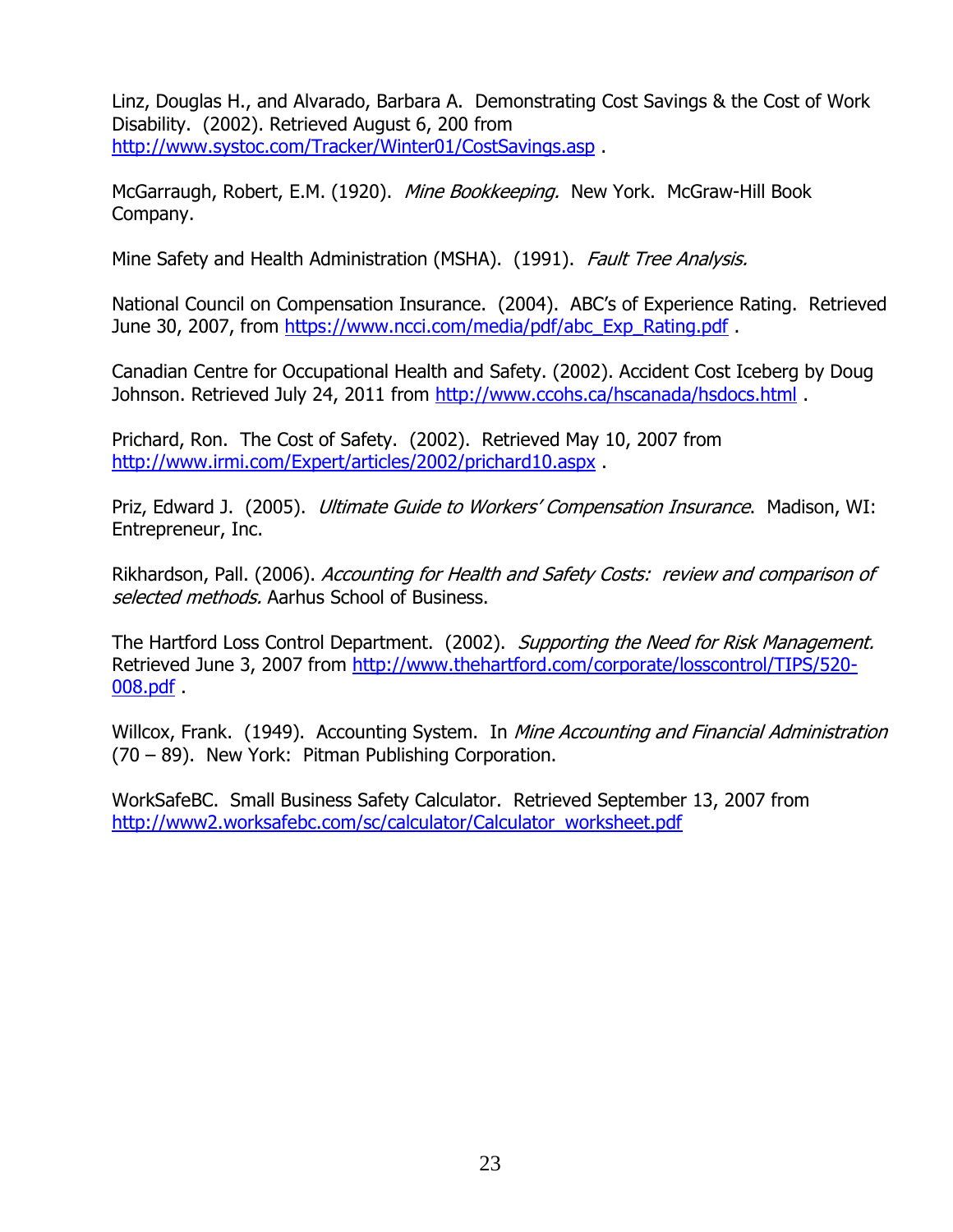Linz, Douglas H., and Alvarado, Barbara A. Demonstrating Cost Savings & the Cost of Work Disability. (2002). Retrieved August 6, 200 from http://www.systoc.com/Tracker/Winter01/CostSavings.asp .

McGarraugh, Robert, E.M. (1920). *Mine Bookkeeping.* New York. McGraw-Hill Book Company.

Mine Safety and Health Administration (MSHA). (1991). *Fault Tree Analysis.*

National Council on Compensation Insurance. (2004). ABC's of Experience Rating. Retrieved June 30, 2007, from https://www.ncci.com/media/pdf/abc_Exp_Rating.pdf .

Canadian Centre for Occupational Health and Safety. (2002). Accident Cost Iceberg by Doug Johnson. Retrieved July 24, 2011 from http://www.ccohs.ca/hscanada/hsdocs.html .

Prichard, Ron. The Cost of Safety. (2002). Retrieved May 10, 2007 from http://www.irmi.com/Expert/articles/2002/prichard10.aspx .

Priz, Edward J. (2005). *Ultimate Guide to Workers' Compensation Insurance*. Madison, WI: Entrepreneur, Inc.

Rikhardson, Pall. (2006). *Accounting for Health and Safety Costs: review and comparison of selected methods.* Aarhus School of Business.

The Hartford Loss Control Department. (2002). *Supporting the Need for Risk Management.* Retrieved June 3, 2007 from http://www.thehartford.com/corporate/losscontrol/TIPS/520-008.pdf .

Willcox, Frank. (1949). Accounting System. In *Mine Accounting and Financial Administration* (70 – 89). New York: Pitman Publishing Corporation.

WorkSafeBC. Small Business Safety Calculator. Retrieved September 13, 2007 from http://www2.worksafebc.com/sc/calculator/Calculator_worksheet.pdf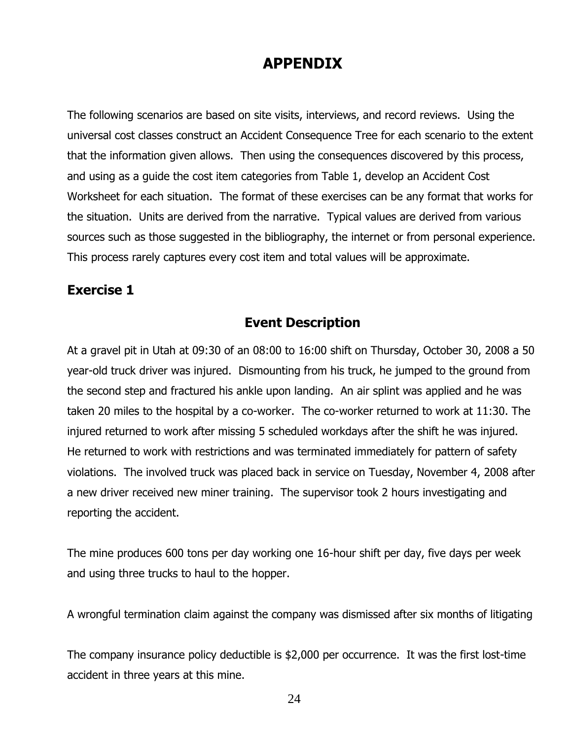# APPENDIX

The following scenarios are based on site visits, interviews, and record reviews. Using the universal cost classes construct an Accident Consequence Tree for each scenario to the extent that the information given allows. Then using the consequences discovered by this process, and using as a guide the cost item categories from Table 1, develop an Accident Cost Worksheet for each situation. The format of these exercises can be any format that works for the situation. Units are derived from the narrative. Typical values are derived from various sources such as those suggested in the bibliography, the internet or from personal experience. This process rarely captures every cost item and total values will be approximate.

## Exercise 1

### Event Description

At a gravel pit in Utah at 09:30 of an 08:00 to 16:00 shift on Thursday, October 30, 2008 a 50 year-old truck driver was injured. Dismounting from his truck, he jumped to the ground from the second step and fractured his ankle upon landing. An air splint was applied and he was taken 20 miles to the hospital by a co-worker. The co-worker returned to work at 11:30. The injured returned to work after missing 5 scheduled workdays after the shift he was injured. He returned to work with restrictions and was terminated immediately for pattern of safety violations. The involved truck was placed back in service on Tuesday, November 4, 2008 after a new driver received new miner training. The supervisor took 2 hours investigating and reporting the accident.

The mine produces 600 tons per day working one 16-hour shift per day, five days per week and using three trucks to haul to the hopper.

A wrongful termination claim against the company was dismissed after six months of litigating

The company insurance policy deductible is $2,000 per occurrence. It was the first lost-time accident in three years at this mine.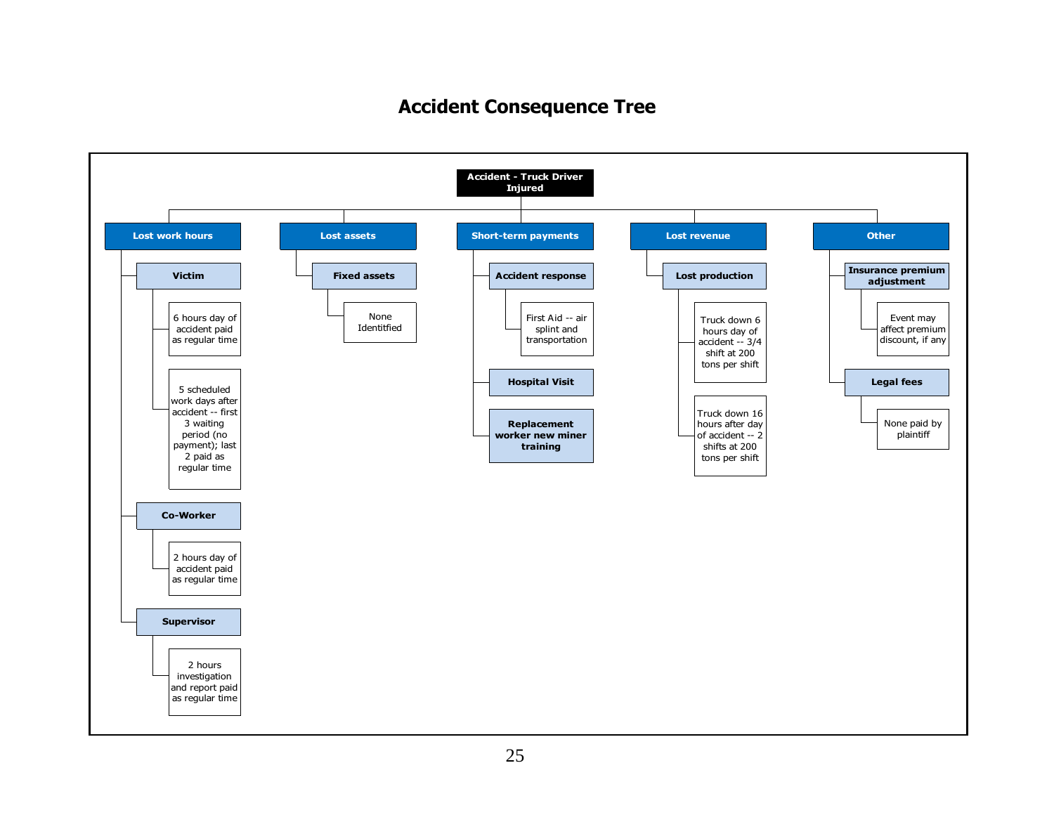# Accident Consequence Tree

- **Accident - Truck Driver Injured**
  - **Lost work hours**
    - **Victim**
      - 6 hours day of accident paid as regular time
      - 5 scheduled work days after accident -- first 3 waiting period (no payment); last 2 paid as regular time
    - **Co-Worker**
      - 2 hours day of accident paid as regular time
    - **Supervisor**
      - 2 hours investigation and report paid as regular time
  - **Lost assets**
    - **Fixed assets**
      - None Identtified
  - **Short-term payments**
    - **Accident response**
      - First Aid -- air splint and transportation
    - **Hospital Visit**
    - **Replacement worker new miner training**
  - **Lost revenue**
    - **Lost production**
      - Truck down 6 hours day of accident -- 3/4 shift at 200 tons per shift
      - Truck down 16 hours after day of accident -- 2 shifts at 200 tons per shift
  - **Other**
    - **Insurance premium adjustment**
      - Event may affect premium discount, if any
    - **Legal fees**
      - None paid by plaintiff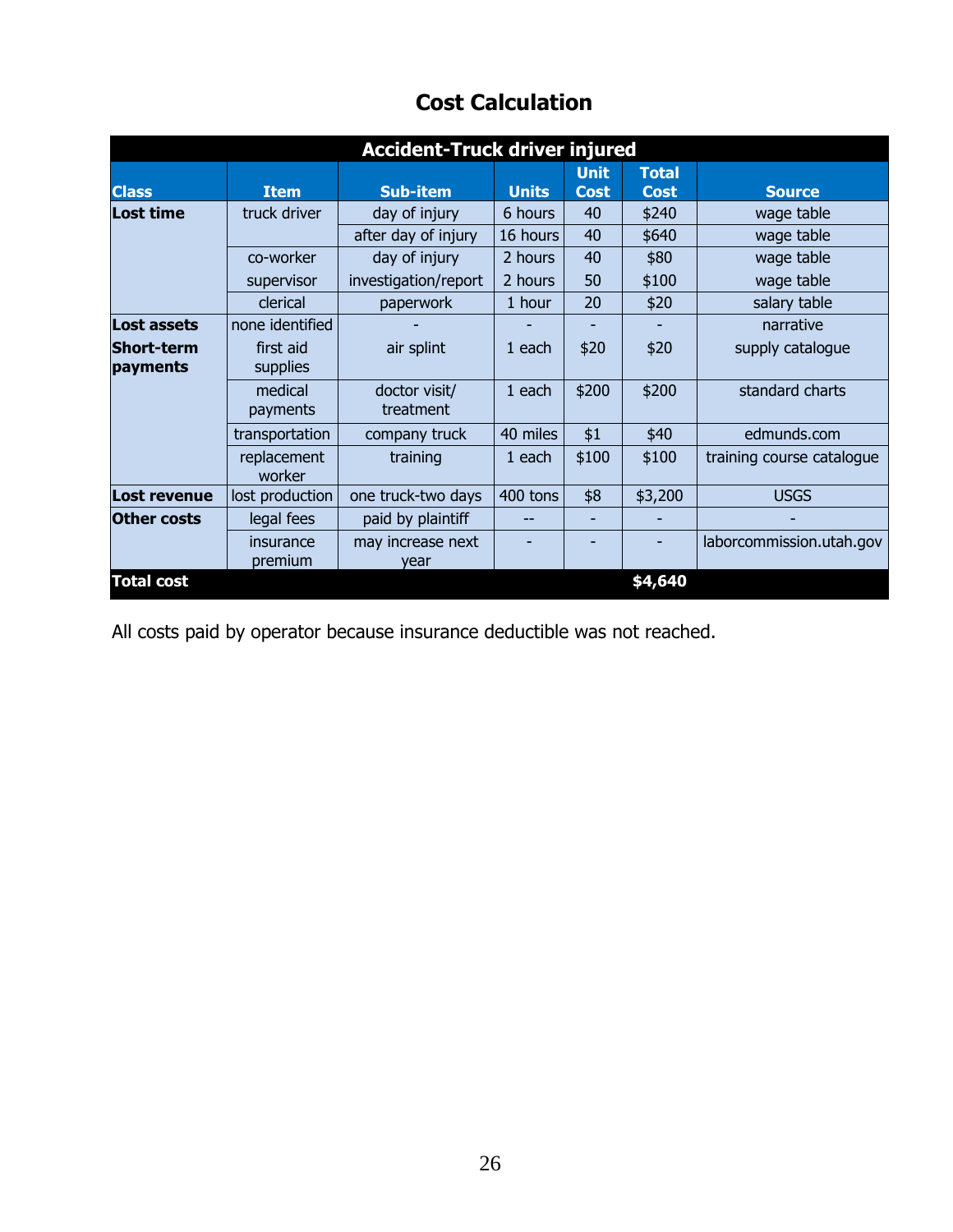## Cost Calculation

| Accident-Truck driver injured | | | | | | |
|---|---|---|---|---|---|---|
| **Class** | **Item** | **Sub-item** | **Units** | **Unit Cost** | **Total Cost** | **Source** |
| **Lost time** | truck driver | day of injury | 6 hours | 40 | $240 | wage table |
| | | after day of injury | 16 hours | 40 | $640 | wage table |
| | co-worker | day of injury | 2 hours | 40 | $80 | wage table |
| | supervisor | investigation/report | 2 hours | 50 | $100 | wage table |
| | clerical | paperwork | 1 hour | 20 | $20 | salary table |
| **Lost assets** | none identified | - | - | - | - | narrative |
| **Short-term payments** | first aid supplies | air splint | 1 each | $20 | $20 | supply catalogue |
| | medical payments | doctor visit/ treatment | 1 each | $200 | $200 | standard charts |
| | transportation | company truck | 40 miles | $1 | $40 | edmunds.com |
| | replacement worker | training | 1 each | $100 | $100 | training course catalogue |
| **Lost revenue** | lost production | one truck-two days | 400 tons | $8 | $3,200 | USGS |
| **Other costs** | legal fees | paid by plaintiff | -- | - | - | - |
| | insurance premium | may increase next year | - | - | - | laborcommission.utah.gov |
| **Total cost** | | | | | **$4,640** | |

All costs paid by operator because insurance deductible was not reached.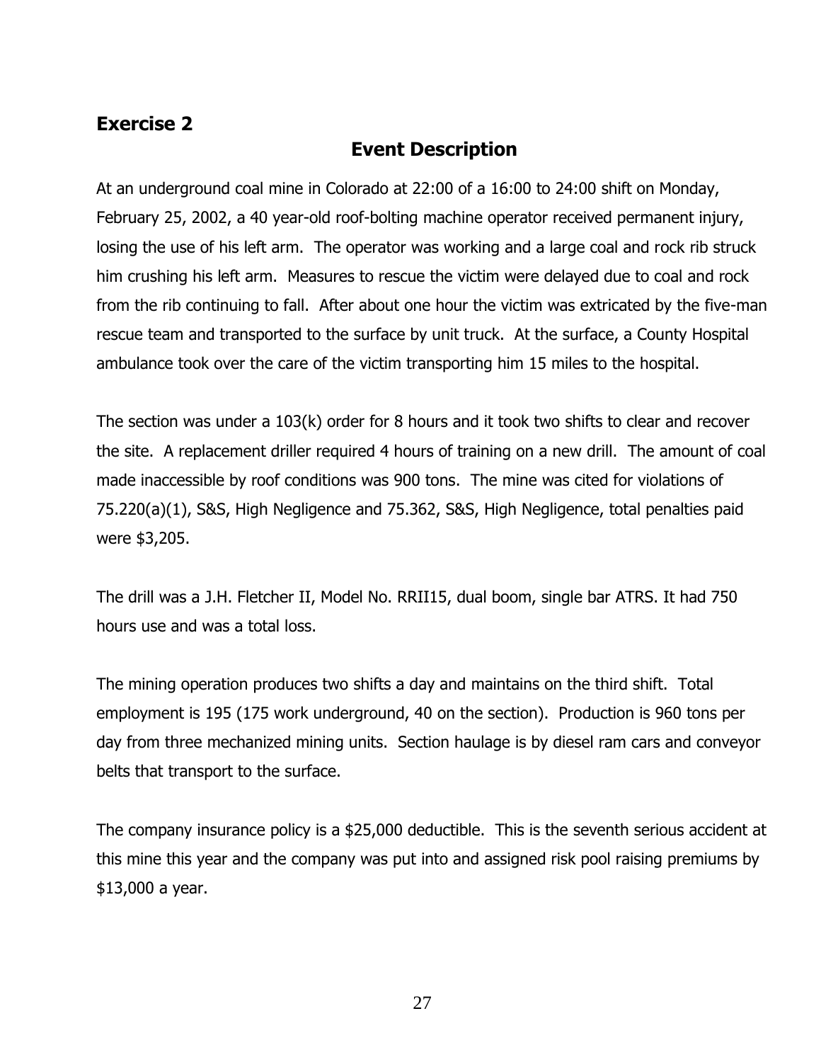## Exercise 2

### Event Description

At an underground coal mine in Colorado at 22:00 of a 16:00 to 24:00 shift on Monday, February 25, 2002, a 40 year-old roof-bolting machine operator received permanent injury, losing the use of his left arm. The operator was working and a large coal and rock rib struck him crushing his left arm. Measures to rescue the victim were delayed due to coal and rock from the rib continuing to fall. After about one hour the victim was extricated by the five-man rescue team and transported to the surface by unit truck. At the surface, a County Hospital ambulance took over the care of the victim transporting him 15 miles to the hospital.

The section was under a 103(k) order for 8 hours and it took two shifts to clear and recover the site. A replacement driller required 4 hours of training on a new drill. The amount of coal made inaccessible by roof conditions was 900 tons. The mine was cited for violations of 75.220(a)(1), S&S, High Negligence and 75.362, S&S, High Negligence, total penalties paid were $3,205.

The drill was a J.H. Fletcher II, Model No. RRII15, dual boom, single bar ATRS. It had 750 hours use and was a total loss.

The mining operation produces two shifts a day and maintains on the third shift. Total employment is 195 (175 work underground, 40 on the section). Production is 960 tons per day from three mechanized mining units. Section haulage is by diesel ram cars and conveyor belts that transport to the surface.

The company insurance policy is a $25,000 deductible. This is the seventh serious accident at this mine this year and the company was put into and assigned risk pool raising premiums by $13,000 a year.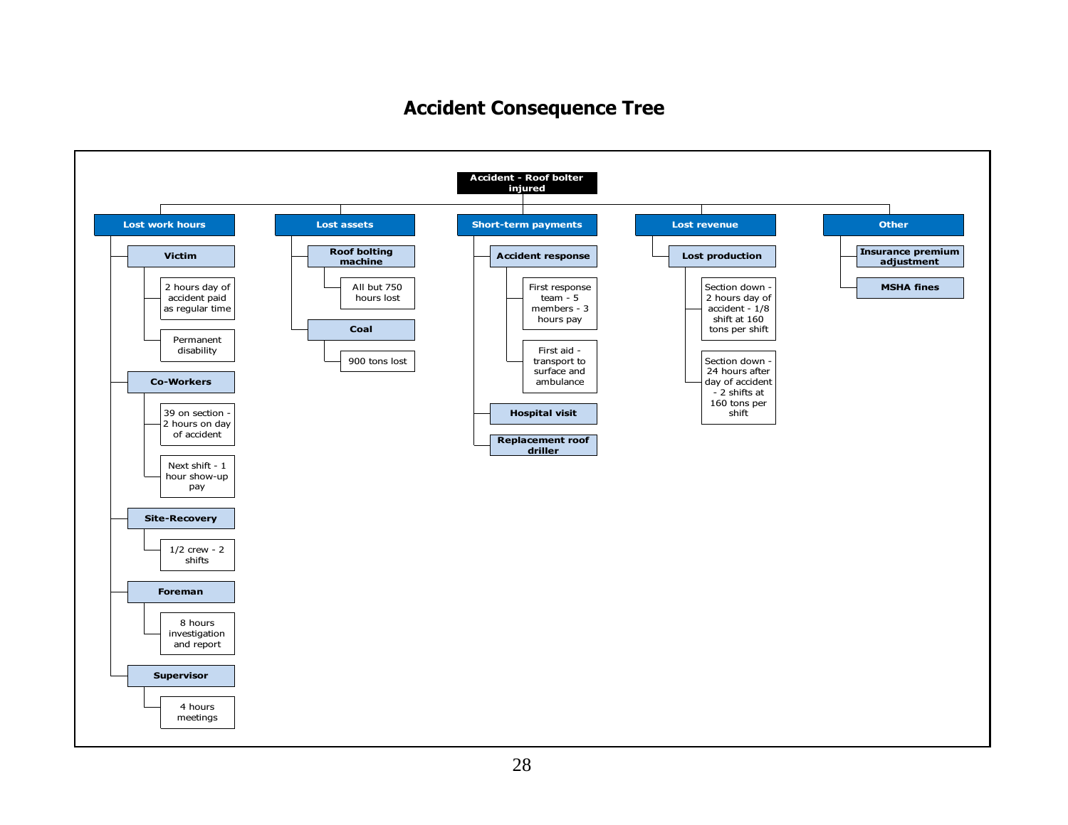# Accident Consequence Tree

- **Accident - Roof bolter injured**
  - **Lost work hours**
    - **Victim**
      - 2 hours day of accident paid as regular time
      - Permanent disability
    - **Co-Workers**
      - 39 on section - 2 hours on day of accident
      - Next shift - 1 hour show-up pay
    - **Site-Recovery**
      - 1/2 crew - 2 shifts
    - **Foreman**
      - 8 hours investigation and report
    - **Supervisor**
      - 4 hours meetings
  - **Lost assets**
    - **Roof bolting machine**
      - All but 750 hours lost
    - **Coal**
      - 900 tons lost
  - **Short-term payments**
    - **Accident response**
      - First response team - 5 members - 3 hours pay
      - First aid - transport to surface and ambulance
    - **Hospital visit**
    - **Replacement roof driller**
  - **Lost revenue**
    - **Lost production**
      - Section down - 2 hours day of accident - 1/8 shift at 160 tons per shift
      - Section down - 24 hours after day of accident - 2 shifts at 160 tons per shift
  - **Other**
    - **Insurance premium adjustment**
    - **MSHA fines**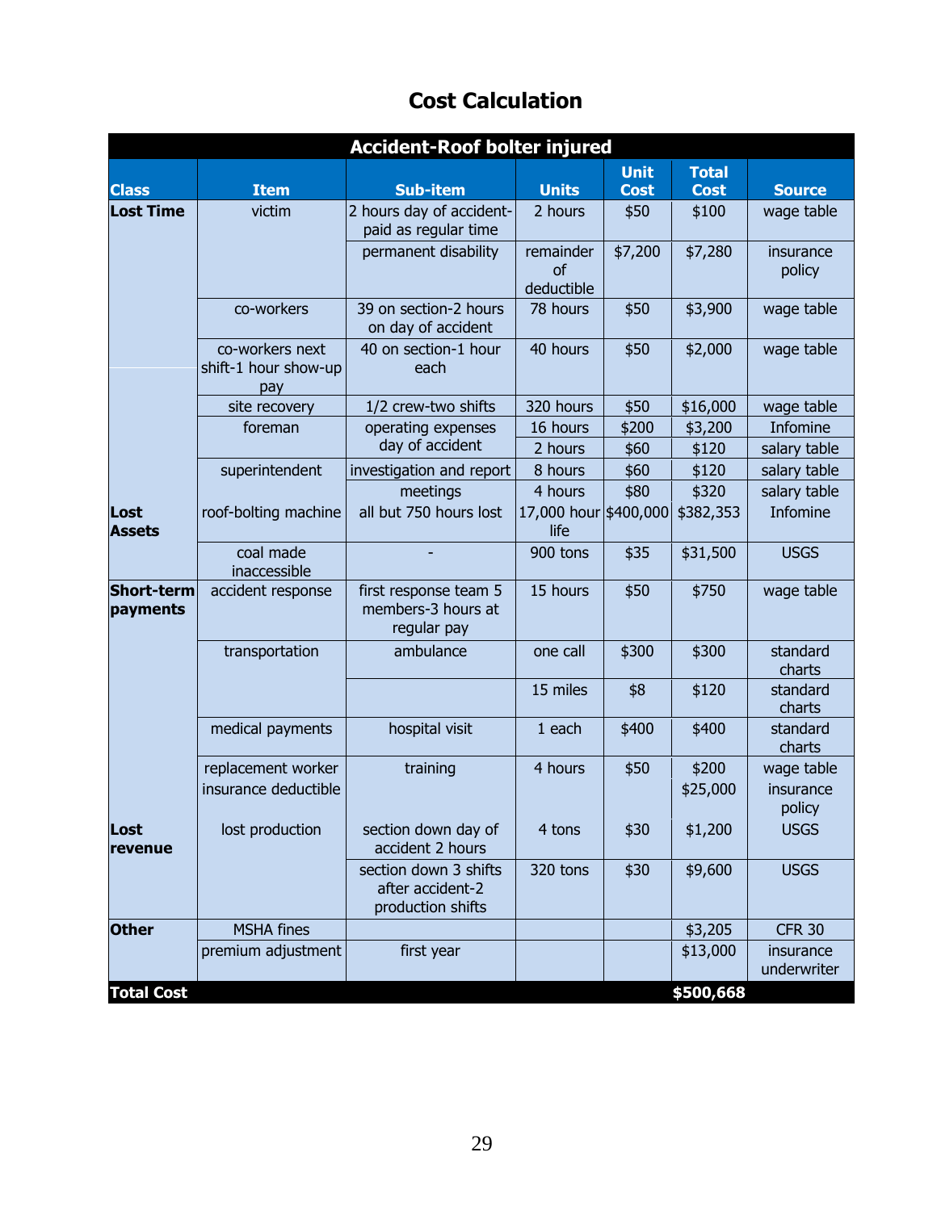# Cost Calculation

| Accident-Roof bolter injured | | | | | | |
|---|---|---|---|---|---|---|
| **Class** | **Item** | **Sub-item** | **Units** | **Unit Cost** | **Total Cost** | **Source** |
| **Lost Time** | victim | 2 hours day of accident-paid as regular time | 2 hours | $50 | $100 | wage table |
| | | permanent disability | remainder of deductible | $7,200 | $7,280 | insurance policy |
| | co-workers | 39 on section-2 hours on day of accident | 78 hours | $50 | $3,900 | wage table |
| | co-workers next shift-1 hour show-up pay | 40 on section-1 hour each | 40 hours | $50 | $2,000 | wage table |
| | site recovery | 1/2 crew-two shifts | 320 hours | $50 | $16,000 | wage table |
| | foreman | operating expenses day of accident | 16 hours | $200 | $3,200 | Infomine |
| | | | 2 hours | $60 | $120 | salary table |
| | superintendent | investigation and report | 8 hours | $60 | $120 | salary table |
| | | meetings | 4 hours | $80 | $320 | salary table |
| **Lost Assets** | roof-bolting machine | all but 750 hours lost | 17,000 hour life | $400,000 | $382,353 | Infomine |
| | coal made inaccessible | - | 900 tons | $35 | $31,500 | USGS |
| **Short-term payments** | accident response | first response team 5 members-3 hours at regular pay | 15 hours | $50 | $750 | wage table |
| | transportation | ambulance | one call | $300 | $300 | standard charts |
| | | | 15 miles | $8 | $120 | standard charts |
| | medical payments | hospital visit | 1 each | $400 | $400 | standard charts |
| | replacement worker | training | 4 hours | $50 | $200 | wage table |
| | insurance deductible | | | | $25,000 | insurance policy |
| **Lost revenue** | lost production | section down day of accident 2 hours | 4 tons | $30 | $1,200 | USGS |
| | | section down 3 shifts after accident-2 production shifts | 320 tons | $30 | $9,600 | USGS |
| **Other** | MSHA fines | | | | $3,205 | CFR 30 |
| | premium adjustment | first year | | | $13,000 | insurance underwriter |
| **Total Cost** | | | | | **$500,668** | |